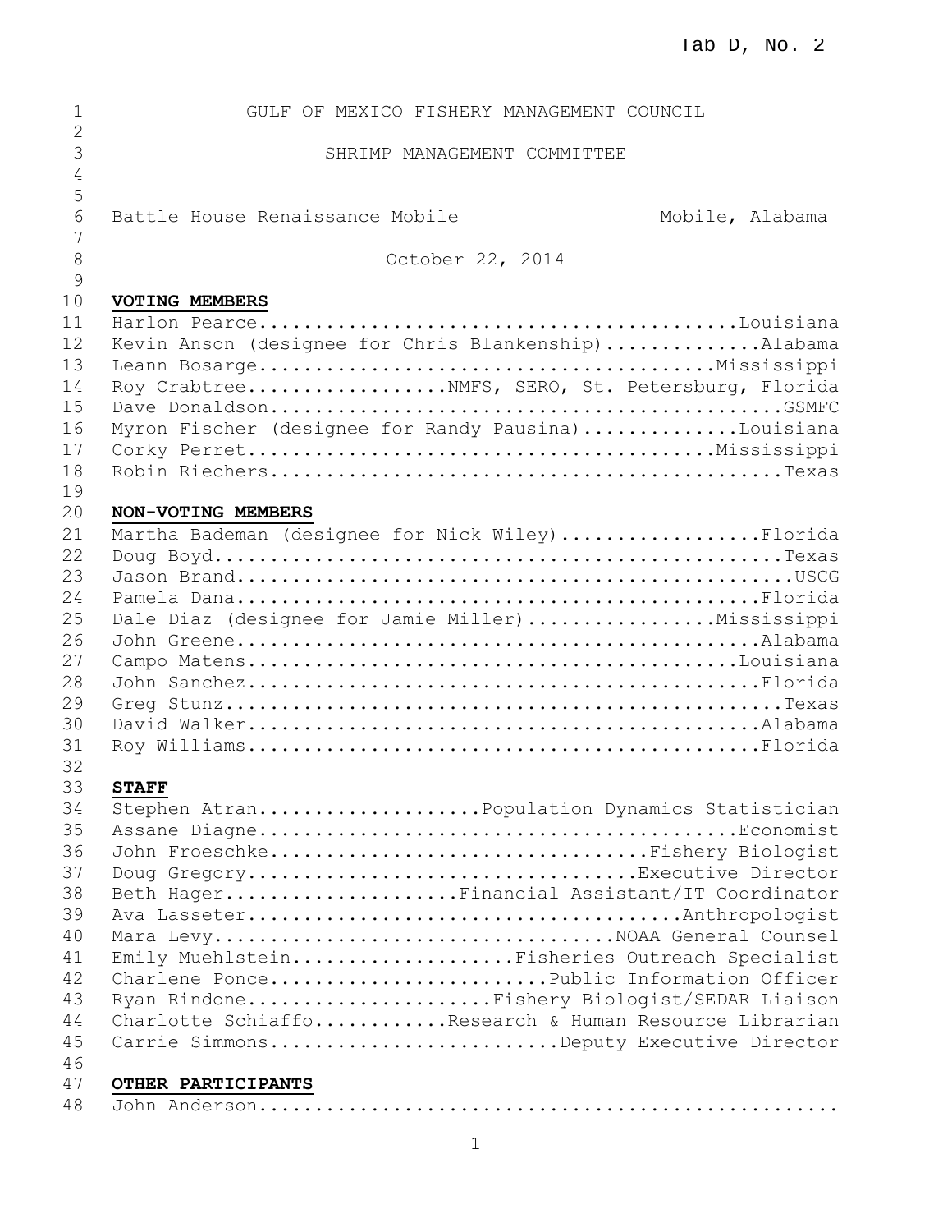Tab D, No. 2

# GULF OF MEXICO FISHERY MANAGEMENT COUNCIL

## SHRIMP MANAGEMENT COMMITTEE

Battle House Renaissance Mobile — Mobile, Alabama

October 22, 2014

**VOTING MEMBERS**

Harlon Pearce...........................................Louisiana
Kevin Anson (designee for Chris Blankenship)..............Alabama
Leann Bosarge...........................................Mississippi
Roy Crabtree.................NMFS, SERO, St. Petersburg, Florida
Dave Donaldson.................................................GSMFC
Myron Fischer (designee for Randy Pausina)..............Louisiana
Corky Perret............................................Mississippi
Robin Riechers.................................................Texas

**NON-VOTING MEMBERS**

Martha Bademan (designee for Nick Wiley)..................Florida
Doug Boyd......................................................Texas
Jason Brand.....................................................USCG
Pamela Dana...................................................Florida
Dale Diaz (designee for Jamie Miller).................Mississippi
John Greene...................................................Alabama
Campo Matens................................................Louisiana
John Sanchez..................................................Florida
Greg Stunz.....................................................Texas
David Walker..................................................Alabama
Roy Williams..................................................Florida

**STAFF**

Stephen Atran....................Population Dynamics Statistician
Assane Diagne.................................................Economist
John Froeschke..........................................Fishery Biologist
Doug Gregory...........................................Executive Director
Beth Hager....................Financial Assistant/IT Coordinator
Ava Lasseter.............................................Anthropologist
Mara Levy.........................................NOAA General Counsel
Emily Muehlstein...................Fisheries Outreach Specialist
Charlene Ponce.........................Public Information Officer
Ryan Rindone.......................Fishery Biologist/SEDAR Liaison
Charlotte Schiaffo............Research & Human Resource Librarian
Carrie Simmons..........................Deputy Executive Director

**OTHER PARTICIPANTS**

John Anderson....................................................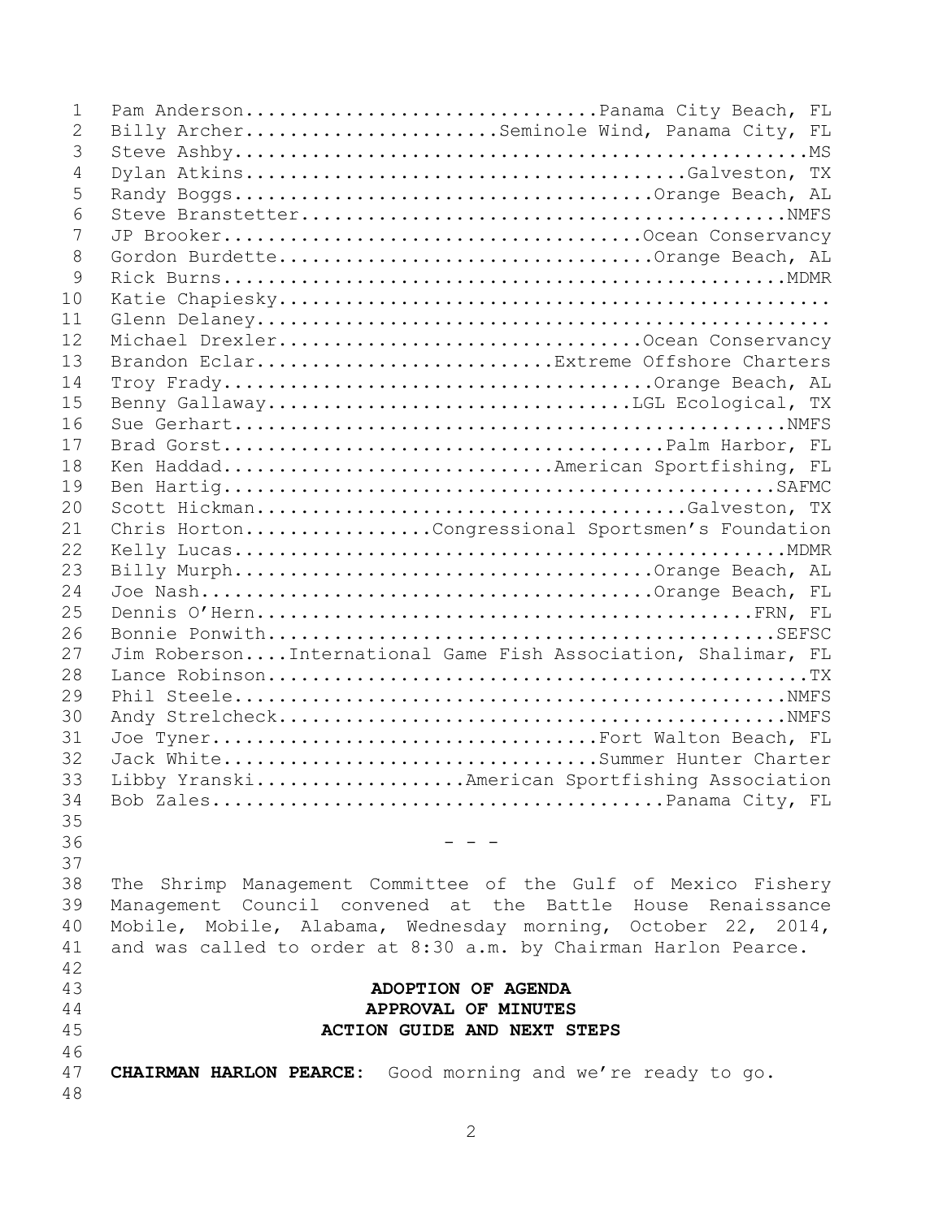Pam Anderson................................Panama City Beach, FL
Billy Archer......................Seminole Wind, Panama City, FL
Steve Ashby.....................................................MS
Dylan Atkins.......................................Galveston, TX
Randy Boggs.....................................Orange Beach, AL
Steve Branstetter.............................................NMFS
JP Brooker.....................................Ocean Conservancy
Gordon Burdette.................................Orange Beach, AL
Rick Burns....................................................MDMR
Katie Chapiesky.................................................
Glenn Delaney...................................................
Michael Drexler................................Ocean Conservancy
Brandon Eclar.........................Extreme Offshore Charters
Troy Frady......................................Orange Beach, AL
Benny Gallaway................................LGL Ecological, TX
Sue Gerhart...................................................NMFS
Brad Gorst.......................................Palm Harbor, FL
Ken Haddad...........................American Sportfishing, FL
Ben Hartig...................................................SAFMC
Scott Hickman......................................Galveston, TX
Chris Horton................Congressional Sportsmen's Foundation
Kelly Lucas...................................................MDMR
Billy Murph.....................................Orange Beach, AL
Joe Nash........................................Orange Beach, FL
Dennis O'Hern..............................................FRN, FL
Bonnie Ponwith...............................................SEFSC
Jim Roberson....International Game Fish Association, Shalimar, FL
Lance Robinson..................................................TX
Phil Steele...................................................NMFS
Andy Strelcheck...............................................NMFS
Joe Tyner...................................Fort Walton Beach, FL
Jack White.................................Summer Hunter Charter
Libby Yranski..................American Sportfishing Association
Bob Zales.......................................Panama City, FL

- - -

The Shrimp Management Committee of the Gulf of Mexico Fishery Management Council convened at the Battle House Renaissance Mobile, Mobile, Alabama, Wednesday morning, October 22, 2014, and was called to order at 8:30 a.m. by Chairman Harlon Pearce.

**ADOPTION OF AGENDA**
**APPROVAL OF MINUTES**
**ACTION GUIDE AND NEXT STEPS**

**CHAIRMAN HARLON PEARCE:** Good morning and we're ready to go.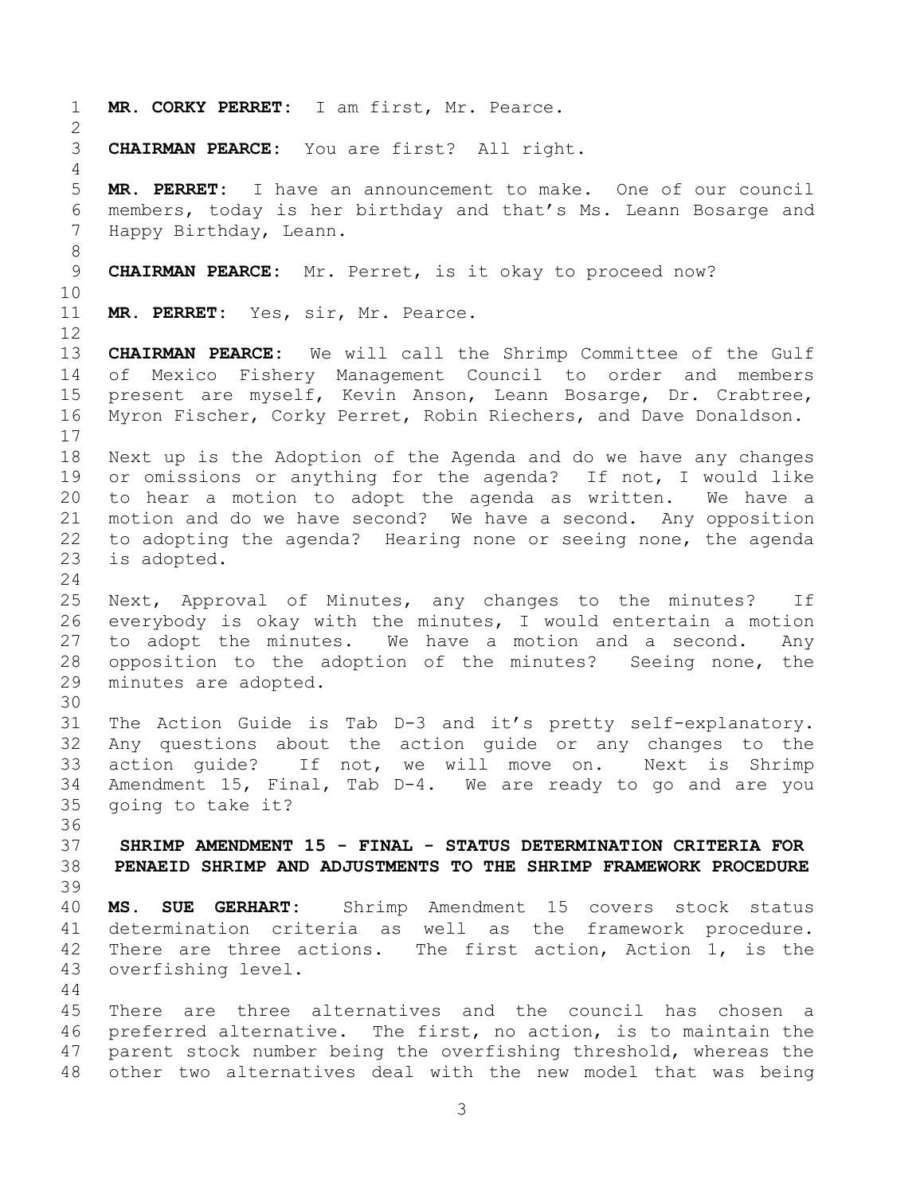**MR. CORKY PERRET:** I am first, Mr. Pearce.

**CHAIRMAN PEARCE:** You are first? All right.

**MR. PERRET:** I have an announcement to make. One of our council members, today is her birthday and that's Ms. Leann Bosarge and Happy Birthday, Leann.

**CHAIRMAN PEARCE:** Mr. Perret, is it okay to proceed now?

**MR. PERRET:** Yes, sir, Mr. Pearce.

**CHAIRMAN PEARCE:** We will call the Shrimp Committee of the Gulf of Mexico Fishery Management Council to order and members present are myself, Kevin Anson, Leann Bosarge, Dr. Crabtree, Myron Fischer, Corky Perret, Robin Riechers, and Dave Donaldson.

Next up is the Adoption of the Agenda and do we have any changes or omissions or anything for the agenda? If not, I would like to hear a motion to adopt the agenda as written. We have a motion and do we have second? We have a second. Any opposition to adopting the agenda? Hearing none or seeing none, the agenda is adopted.

Next, Approval of Minutes, any changes to the minutes? If everybody is okay with the minutes, I would entertain a motion to adopt the minutes. We have a motion and a second. Any opposition to the adoption of the minutes? Seeing none, the minutes are adopted.

The Action Guide is Tab D-3 and it's pretty self-explanatory. Any questions about the action guide or any changes to the action guide? If not, we will move on. Next is Shrimp Amendment 15, Final, Tab D-4. We are ready to go and are you going to take it?

**SHRIMP AMENDMENT 15 - FINAL - STATUS DETERMINATION CRITERIA FOR PENAEID SHRIMP AND ADJUSTMENTS TO THE SHRIMP FRAMEWORK PROCEDURE**

**MS. SUE GERHART:** Shrimp Amendment 15 covers stock status determination criteria as well as the framework procedure. There are three actions. The first action, Action 1, is the overfishing level.

There are three alternatives and the council has chosen a preferred alternative. The first, no action, is to maintain the parent stock number being the overfishing threshold, whereas the other two alternatives deal with the new model that was being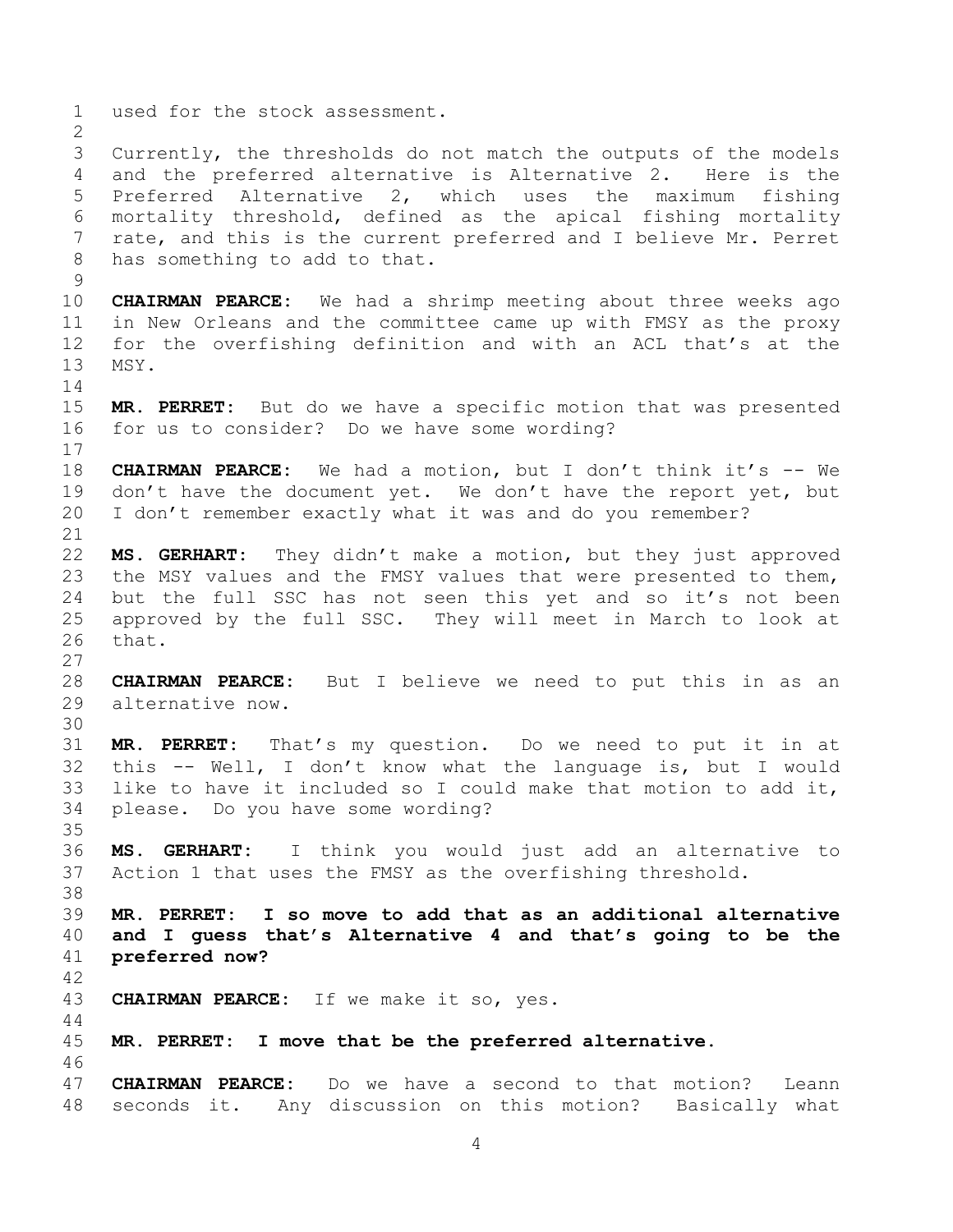used for the stock assessment.

Currently, the thresholds do not match the outputs of the models and the preferred alternative is Alternative 2. Here is the Preferred Alternative 2, which uses the maximum fishing mortality threshold, defined as the apical fishing mortality rate, and this is the current preferred and I believe Mr. Perret has something to add to that.

**CHAIRMAN PEARCE:** We had a shrimp meeting about three weeks ago in New Orleans and the committee came up with FMSY as the proxy for the overfishing definition and with an ACL that's at the MSY.

**MR. PERRET:** But do we have a specific motion that was presented for us to consider? Do we have some wording?

**CHAIRMAN PEARCE:** We had a motion, but I don't think it's -- We don't have the document yet. We don't have the report yet, but I don't remember exactly what it was and do you remember?

**MS. GERHART:** They didn't make a motion, but they just approved the MSY values and the FMSY values that were presented to them, but the full SSC has not seen this yet and so it's not been approved by the full SSC. They will meet in March to look at that.

**CHAIRMAN PEARCE:** But I believe we need to put this in as an alternative now.

**MR. PERRET:** That's my question. Do we need to put it in at this -- Well, I don't know what the language is, but I would like to have it included so I could make that motion to add it, please. Do you have some wording?

**MS. GERHART:** I think you would just add an alternative to Action 1 that uses the FMSY as the overfishing threshold.

**MR. PERRET: I so move to add that as an additional alternative and I guess that's Alternative 4 and that's going to be the preferred now?**

**CHAIRMAN PEARCE:** If we make it so, yes.

**MR. PERRET: I move that be the preferred alternative.**

**CHAIRMAN PEARCE:** Do we have a second to that motion? Leann seconds it. Any discussion on this motion? Basically what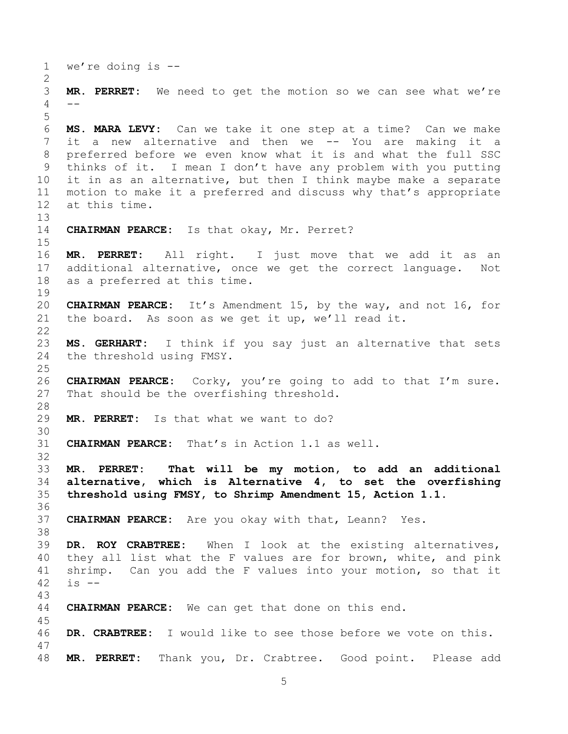we're doing is --

**MR. PERRET:** We need to get the motion so we can see what we're --

**MS. MARA LEVY:** Can we take it one step at a time? Can we make it a new alternative and then we -- You are making it a preferred before we even know what it is and what the full SSC thinks of it. I mean I don't have any problem with you putting it in as an alternative, but then I think maybe make a separate motion to make it a preferred and discuss why that's appropriate at this time.

**CHAIRMAN PEARCE:** Is that okay, Mr. Perret?

**MR. PERRET:** All right. I just move that we add it as an additional alternative, once we get the correct language. Not as a preferred at this time.

**CHAIRMAN PEARCE:** It's Amendment 15, by the way, and not 16, for the board. As soon as we get it up, we'll read it.

**MS. GERHART:** I think if you say just an alternative that sets the threshold using FMSY.

**CHAIRMAN PEARCE:** Corky, you're going to add to that I'm sure. That should be the overfishing threshold.

**MR. PERRET:** Is that what we want to do?

**CHAIRMAN PEARCE:** That's in Action 1.1 as well.

**MR. PERRET:** **That will be my motion, to add an additional alternative, which is Alternative 4, to set the overfishing threshold using FMSY, to Shrimp Amendment 15, Action 1.1.**

**CHAIRMAN PEARCE:** Are you okay with that, Leann? Yes.

**DR. ROY CRABTREE:** When I look at the existing alternatives, they all list what the F values are for brown, white, and pink shrimp. Can you add the F values into your motion, so that it is --

**CHAIRMAN PEARCE:** We can get that done on this end.

**DR. CRABTREE:** I would like to see those before we vote on this.

**MR. PERRET:** Thank you, Dr. Crabtree. Good point. Please add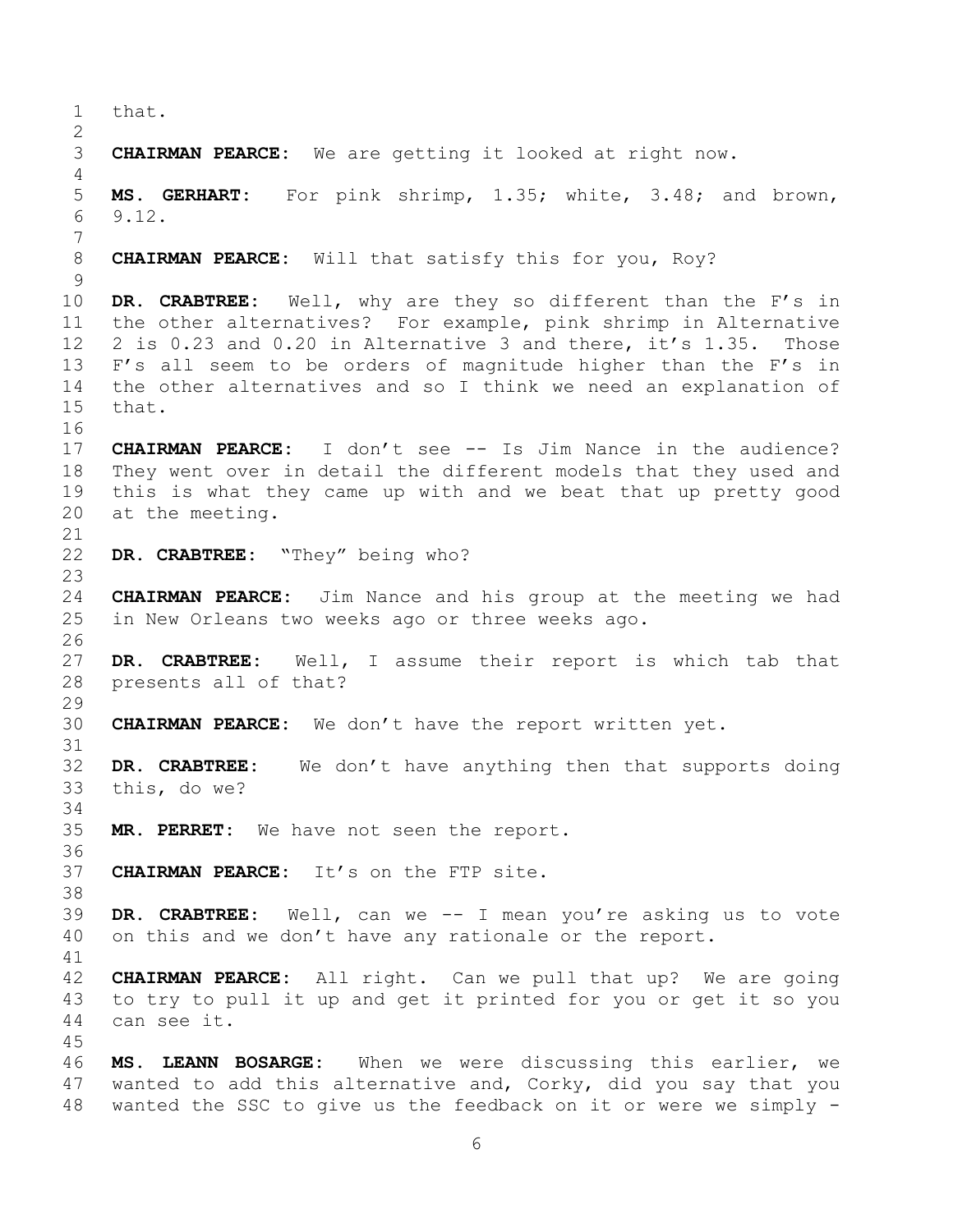that.

**CHAIRMAN PEARCE:** We are getting it looked at right now.

**MS. GERHART:** For pink shrimp, 1.35; white, 3.48; and brown, 9.12.

**CHAIRMAN PEARCE:** Will that satisfy this for you, Roy?

**DR. CRABTREE:** Well, why are they so different than the F's in the other alternatives? For example, pink shrimp in Alternative 2 is 0.23 and 0.20 in Alternative 3 and there, it's 1.35. Those F's all seem to be orders of magnitude higher than the F's in the other alternatives and so I think we need an explanation of that.

**CHAIRMAN PEARCE:** I don't see -- Is Jim Nance in the audience? They went over in detail the different models that they used and this is what they came up with and we beat that up pretty good at the meeting.

**DR. CRABTREE:** "They" being who?

**CHAIRMAN PEARCE:** Jim Nance and his group at the meeting we had in New Orleans two weeks ago or three weeks ago.

**DR. CRABTREE:** Well, I assume their report is which tab that presents all of that?

**CHAIRMAN PEARCE:** We don't have the report written yet.

**DR. CRABTREE:** We don't have anything then that supports doing this, do we?

**MR. PERRET:** We have not seen the report.

**CHAIRMAN PEARCE:** It's on the FTP site.

**DR. CRABTREE:** Well, can we -- I mean you're asking us to vote on this and we don't have any rationale or the report.

**CHAIRMAN PEARCE:** All right. Can we pull that up? We are going to try to pull it up and get it printed for you or get it so you can see it.

**MS. LEANN BOSARGE:** When we were discussing this earlier, we wanted to add this alternative and, Corky, did you say that you wanted the SSC to give us the feedback on it or were we simply -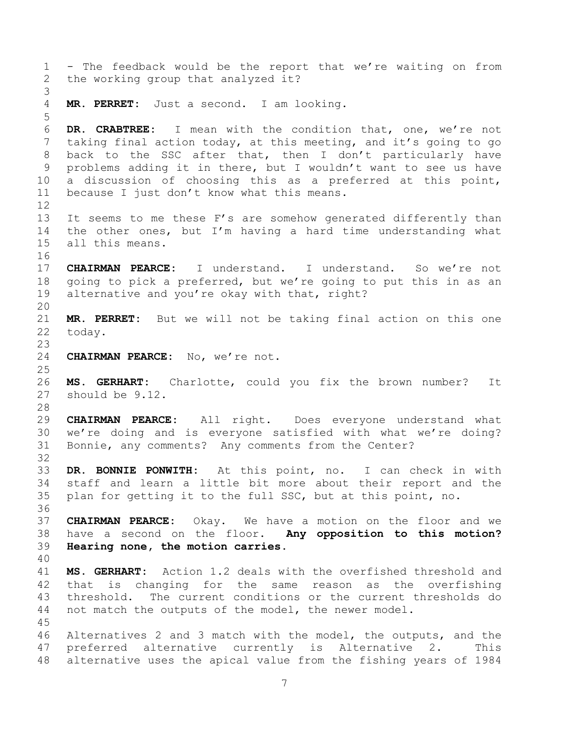- The feedback would be the report that we're waiting on from the working group that analyzed it?

**MR. PERRET:** Just a second. I am looking.

**DR. CRABTREE:** I mean with the condition that, one, we're not taking final action today, at this meeting, and it's going to go back to the SSC after that, then I don't particularly have problems adding it in there, but I wouldn't want to see us have a discussion of choosing this as a preferred at this point, because I just don't know what this means.

It seems to me these F's are somehow generated differently than the other ones, but I'm having a hard time understanding what all this means.

**CHAIRMAN PEARCE:** I understand. I understand. So we're not going to pick a preferred, but we're going to put this in as an alternative and you're okay with that, right?

**MR. PERRET:** But we will not be taking final action on this one today.

**CHAIRMAN PEARCE:** No, we're not.

**MS. GERHART:** Charlotte, could you fix the brown number? It should be 9.12.

**CHAIRMAN PEARCE:** All right. Does everyone understand what we're doing and is everyone satisfied with what we're doing? Bonnie, any comments? Any comments from the Center?

**DR. BONNIE PONWITH:** At this point, no. I can check in with staff and learn a little bit more about their report and the plan for getting it to the full SSC, but at this point, no.

**CHAIRMAN PEARCE:** Okay. We have a motion on the floor and we have a second on the floor. **Any opposition to this motion? Hearing none, the motion carries.**

**MS. GERHART:** Action 1.2 deals with the overfished threshold and that is changing for the same reason as the overfishing threshold. The current conditions or the current thresholds do not match the outputs of the model, the newer model.

Alternatives 2 and 3 match with the model, the outputs, and the preferred alternative currently is Alternative 2. This alternative uses the apical value from the fishing years of 1984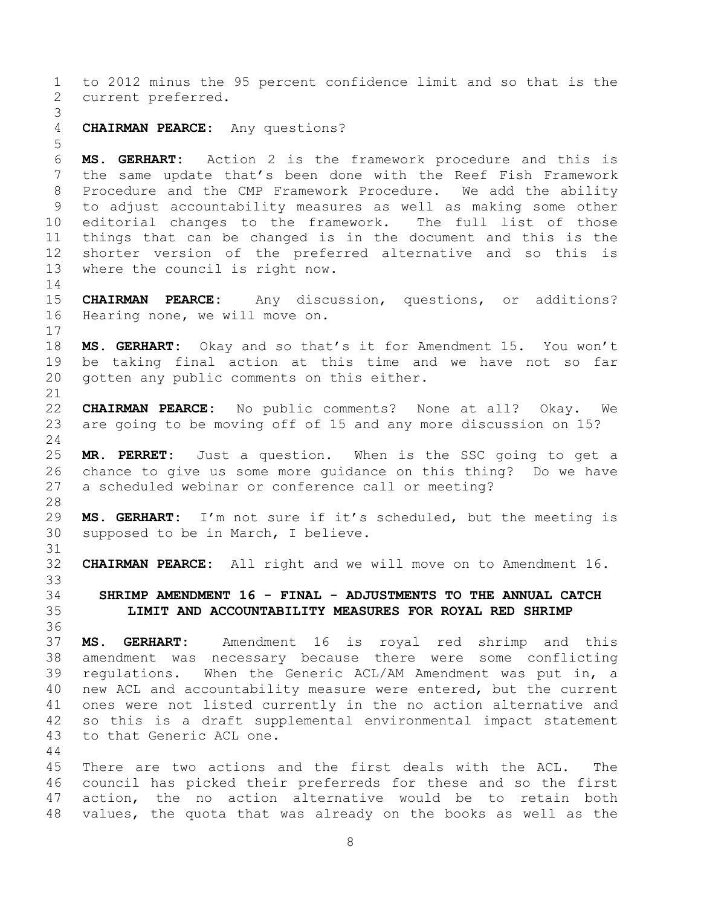to 2012 minus the 95 percent confidence limit and so that is the current preferred.

**CHAIRMAN PEARCE:** Any questions?

**MS. GERHART:** Action 2 is the framework procedure and this is the same update that's been done with the Reef Fish Framework Procedure and the CMP Framework Procedure. We add the ability to adjust accountability measures as well as making some other editorial changes to the framework. The full list of those things that can be changed is in the document and this is the shorter version of the preferred alternative and so this is where the council is right now.

**CHAIRMAN PEARCE:** Any discussion, questions, or additions? Hearing none, we will move on.

**MS. GERHART:** Okay and so that's it for Amendment 15. You won't be taking final action at this time and we have not so far gotten any public comments on this either.

**CHAIRMAN PEARCE:** No public comments? None at all? Okay. We are going to be moving off of 15 and any more discussion on 15?

**MR. PERRET:** Just a question. When is the SSC going to get a chance to give us some more guidance on this thing? Do we have a scheduled webinar or conference call or meeting?

**MS. GERHART:** I'm not sure if it's scheduled, but the meeting is supposed to be in March, I believe.

**CHAIRMAN PEARCE:** All right and we will move on to Amendment 16.

## SHRIMP AMENDMENT 16 - FINAL - ADJUSTMENTS TO THE ANNUAL CATCH LIMIT AND ACCOUNTABILITY MEASURES FOR ROYAL RED SHRIMP

**MS. GERHART:** Amendment 16 is royal red shrimp and this amendment was necessary because there were some conflicting regulations. When the Generic ACL/AM Amendment was put in, a new ACL and accountability measure were entered, but the current ones were not listed currently in the no action alternative and so this is a draft supplemental environmental impact statement to that Generic ACL one.

There are two actions and the first deals with the ACL. The council has picked their preferreds for these and so the first action, the no action alternative would be to retain both values, the quota that was already on the books as well as the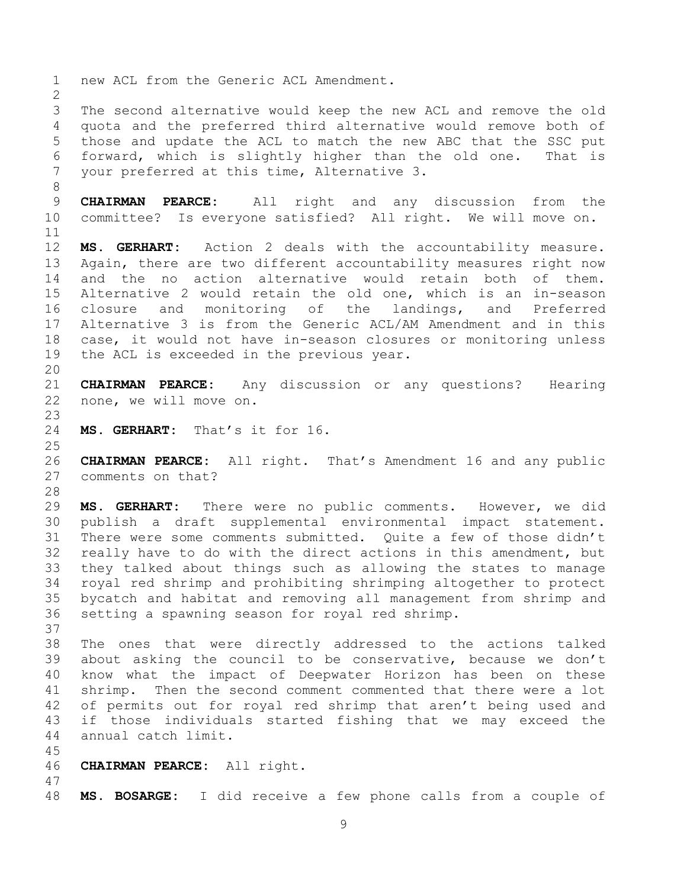new ACL from the Generic ACL Amendment.

The second alternative would keep the new ACL and remove the old quota and the preferred third alternative would remove both of those and update the ACL to match the new ABC that the SSC put forward, which is slightly higher than the old one. That is your preferred at this time, Alternative 3.

**CHAIRMAN PEARCE:** All right and any discussion from the committee? Is everyone satisfied? All right. We will move on.

**MS. GERHART:** Action 2 deals with the accountability measure. Again, there are two different accountability measures right now and the no action alternative would retain both of them. Alternative 2 would retain the old one, which is an in-season closure and monitoring of the landings, and Preferred Alternative 3 is from the Generic ACL/AM Amendment and in this case, it would not have in-season closures or monitoring unless the ACL is exceeded in the previous year.

**CHAIRMAN PEARCE:** Any discussion or any questions? Hearing none, we will move on.

**MS. GERHART:** That's it for 16.

**CHAIRMAN PEARCE:** All right. That's Amendment 16 and any public comments on that?

**MS. GERHART:** There were no public comments. However, we did publish a draft supplemental environmental impact statement. There were some comments submitted. Quite a few of those didn't really have to do with the direct actions in this amendment, but they talked about things such as allowing the states to manage royal red shrimp and prohibiting shrimping altogether to protect bycatch and habitat and removing all management from shrimp and setting a spawning season for royal red shrimp.

The ones that were directly addressed to the actions talked about asking the council to be conservative, because we don't know what the impact of Deepwater Horizon has been on these shrimp. Then the second comment commented that there were a lot of permits out for royal red shrimp that aren't being used and if those individuals started fishing that we may exceed the annual catch limit.

**CHAIRMAN PEARCE:** All right.

**MS. BOSARGE:** I did receive a few phone calls from a couple of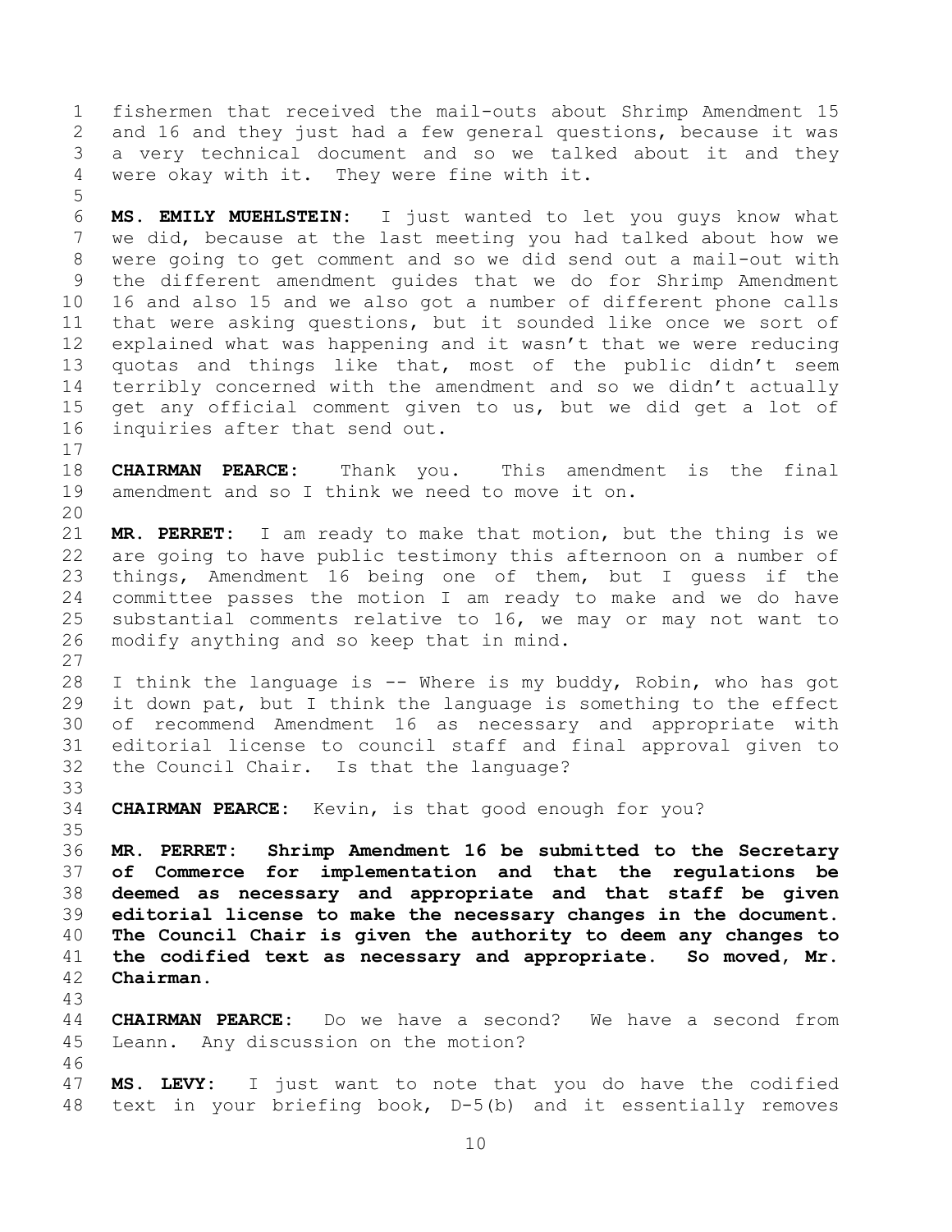fishermen that received the mail-outs about Shrimp Amendment 15 and 16 and they just had a few general questions, because it was a very technical document and so we talked about it and they were okay with it. They were fine with it.

**MS. EMILY MUEHLSTEIN:** I just wanted to let you guys know what we did, because at the last meeting you had talked about how we were going to get comment and so we did send out a mail-out with the different amendment guides that we do for Shrimp Amendment 16 and also 15 and we also got a number of different phone calls that were asking questions, but it sounded like once we sort of explained what was happening and it wasn't that we were reducing quotas and things like that, most of the public didn't seem terribly concerned with the amendment and so we didn't actually get any official comment given to us, but we did get a lot of inquiries after that send out.

**CHAIRMAN PEARCE:** Thank you. This amendment is the final amendment and so I think we need to move it on.

**MR. PERRET:** I am ready to make that motion, but the thing is we are going to have public testimony this afternoon on a number of things, Amendment 16 being one of them, but I guess if the committee passes the motion I am ready to make and we do have substantial comments relative to 16, we may or may not want to modify anything and so keep that in mind.

I think the language is -- Where is my buddy, Robin, who has got it down pat, but I think the language is something to the effect of recommend Amendment 16 as necessary and appropriate with editorial license to council staff and final approval given to the Council Chair. Is that the language?

**CHAIRMAN PEARCE:** Kevin, is that good enough for you?

**MR. PERRET: Shrimp Amendment 16 be submitted to the Secretary of Commerce for implementation and that the regulations be deemed as necessary and appropriate and that staff be given editorial license to make the necessary changes in the document. The Council Chair is given the authority to deem any changes to the codified text as necessary and appropriate. So moved, Mr. Chairman.**

**CHAIRMAN PEARCE:** Do we have a second? We have a second from Leann. Any discussion on the motion?

**MS. LEVY:** I just want to note that you do have the codified text in your briefing book, D-5(b) and it essentially removes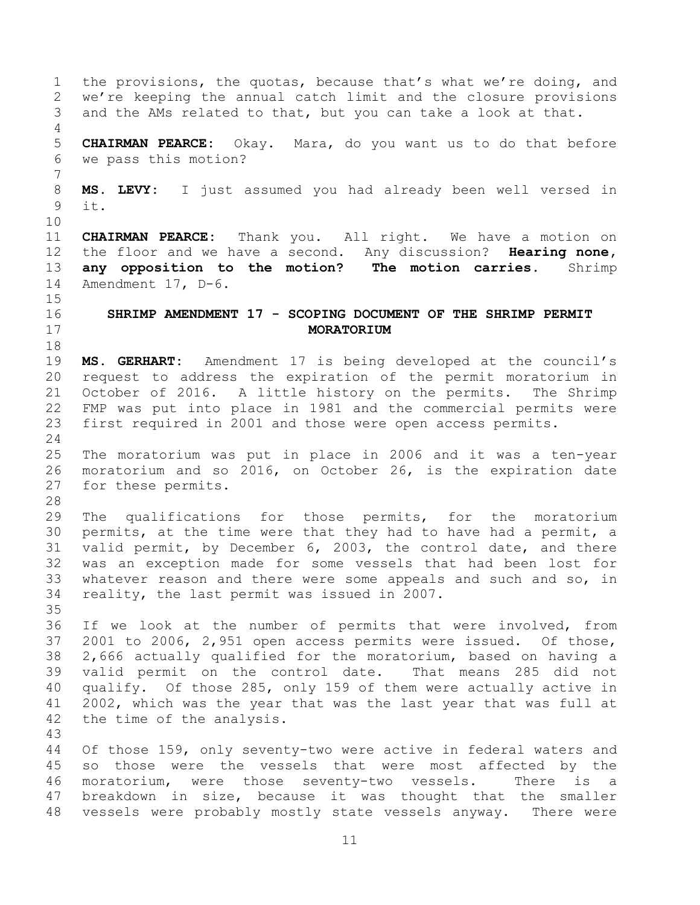the provisions, the quotas, because that's what we're doing, and we're keeping the annual catch limit and the closure provisions and the AMs related to that, but you can take a look at that.

**CHAIRMAN PEARCE:** Okay. Mara, do you want us to do that before we pass this motion?

**MS. LEVY:** I just assumed you had already been well versed in it.

**CHAIRMAN PEARCE:** Thank you. All right. We have a motion on the floor and we have a second. Any discussion? **Hearing none, any opposition to the motion? The motion carries.** Shrimp Amendment 17, D-6.

## SHRIMP AMENDMENT 17 - SCOPING DOCUMENT OF THE SHRIMP PERMIT MORATORIUM

**MS. GERHART:** Amendment 17 is being developed at the council's request to address the expiration of the permit moratorium in October of 2016. A little history on the permits. The Shrimp FMP was put into place in 1981 and the commercial permits were first required in 2001 and those were open access permits.

The moratorium was put in place in 2006 and it was a ten-year moratorium and so 2016, on October 26, is the expiration date for these permits.

The qualifications for those permits, for the moratorium permits, at the time were that they had to have had a permit, a valid permit, by December 6, 2003, the control date, and there was an exception made for some vessels that had been lost for whatever reason and there were some appeals and such and so, in reality, the last permit was issued in 2007.

If we look at the number of permits that were involved, from 2001 to 2006, 2,951 open access permits were issued. Of those, 2,666 actually qualified for the moratorium, based on having a valid permit on the control date. That means 285 did not qualify. Of those 285, only 159 of them were actually active in 2002, which was the year that was the last year that was full at the time of the analysis.

Of those 159, only seventy-two were active in federal waters and so those were the vessels that were most affected by the moratorium, were those seventy-two vessels. There is a breakdown in size, because it was thought that the smaller vessels were probably mostly state vessels anyway. There were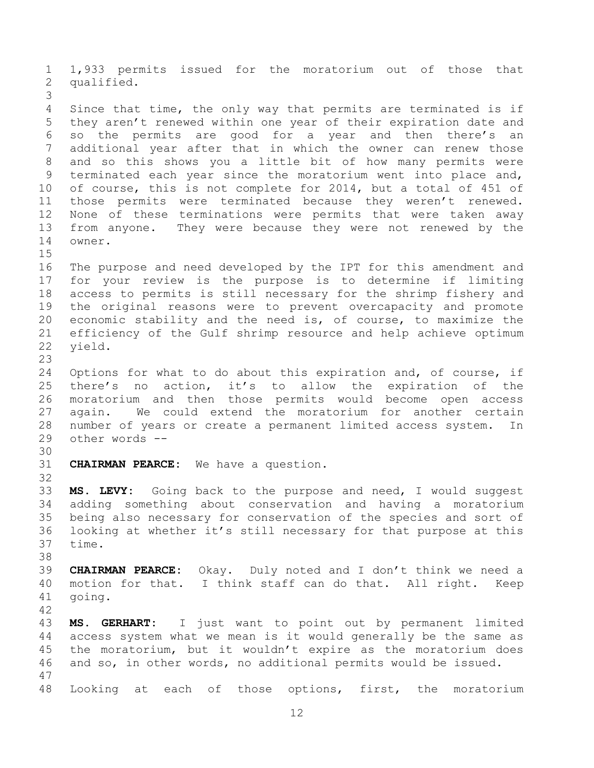1,933 permits issued for the moratorium out of those that qualified.

Since that time, the only way that permits are terminated is if they aren't renewed within one year of their expiration date and so the permits are good for a year and then there's an additional year after that in which the owner can renew those and so this shows you a little bit of how many permits were terminated each year since the moratorium went into place and, of course, this is not complete for 2014, but a total of 451 of those permits were terminated because they weren't renewed. None of these terminations were permits that were taken away from anyone. They were because they were not renewed by the owner.

The purpose and need developed by the IPT for this amendment and for your review is the purpose is to determine if limiting access to permits is still necessary for the shrimp fishery and the original reasons were to prevent overcapacity and promote economic stability and the need is, of course, to maximize the efficiency of the Gulf shrimp resource and help achieve optimum yield.

Options for what to do about this expiration and, of course, if there's no action, it's to allow the expiration of the moratorium and then those permits would become open access again. We could extend the moratorium for another certain number of years or create a permanent limited access system. In other words --

**CHAIRMAN PEARCE:** We have a question.

**MS. LEVY:** Going back to the purpose and need, I would suggest adding something about conservation and having a moratorium being also necessary for conservation of the species and sort of looking at whether it's still necessary for that purpose at this time.

**CHAIRMAN PEARCE:** Okay. Duly noted and I don't think we need a motion for that. I think staff can do that. All right. Keep going.

**MS. GERHART:** I just want to point out by permanent limited access system what we mean is it would generally be the same as the moratorium, but it wouldn't expire as the moratorium does and so, in other words, no additional permits would be issued.

Looking at each of those options, first, the moratorium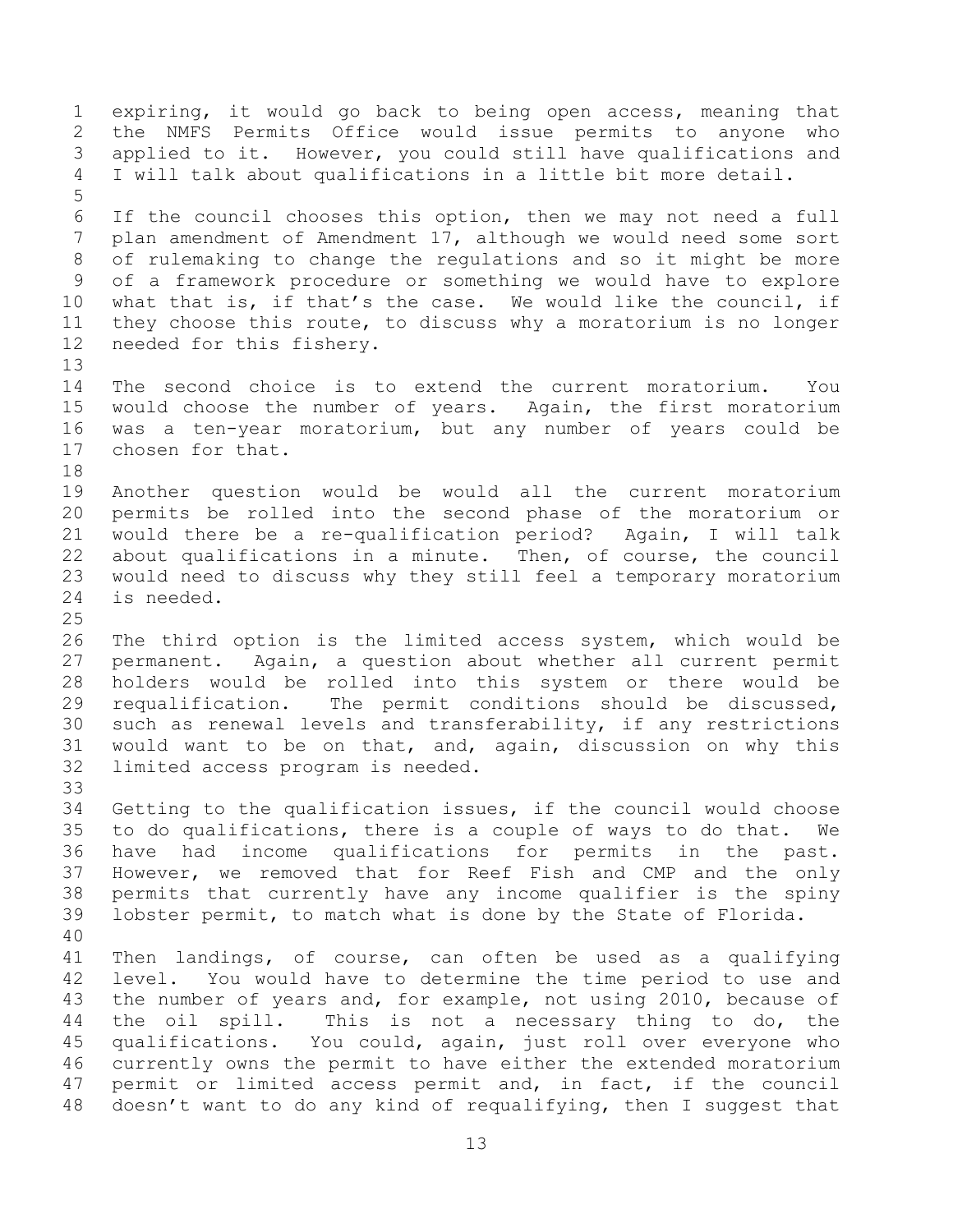expiring, it would go back to being open access, meaning that the NMFS Permits Office would issue permits to anyone who applied to it. However, you could still have qualifications and I will talk about qualifications in a little bit more detail.

If the council chooses this option, then we may not need a full plan amendment of Amendment 17, although we would need some sort of rulemaking to change the regulations and so it might be more of a framework procedure or something we would have to explore what that is, if that's the case. We would like the council, if they choose this route, to discuss why a moratorium is no longer needed for this fishery.

The second choice is to extend the current moratorium. You would choose the number of years. Again, the first moratorium was a ten-year moratorium, but any number of years could be chosen for that.

Another question would be would all the current moratorium permits be rolled into the second phase of the moratorium or would there be a re-qualification period? Again, I will talk about qualifications in a minute. Then, of course, the council would need to discuss why they still feel a temporary moratorium is needed.

The third option is the limited access system, which would be permanent. Again, a question about whether all current permit holders would be rolled into this system or there would be requalification. The permit conditions should be discussed, such as renewal levels and transferability, if any restrictions would want to be on that, and, again, discussion on why this limited access program is needed.

Getting to the qualification issues, if the council would choose to do qualifications, there is a couple of ways to do that. We have had income qualifications for permits in the past. However, we removed that for Reef Fish and CMP and the only permits that currently have any income qualifier is the spiny lobster permit, to match what is done by the State of Florida.

Then landings, of course, can often be used as a qualifying level. You would have to determine the time period to use and the number of years and, for example, not using 2010, because of the oil spill. This is not a necessary thing to do, the qualifications. You could, again, just roll over everyone who currently owns the permit to have either the extended moratorium permit or limited access permit and, in fact, if the council doesn't want to do any kind of requalifying, then I suggest that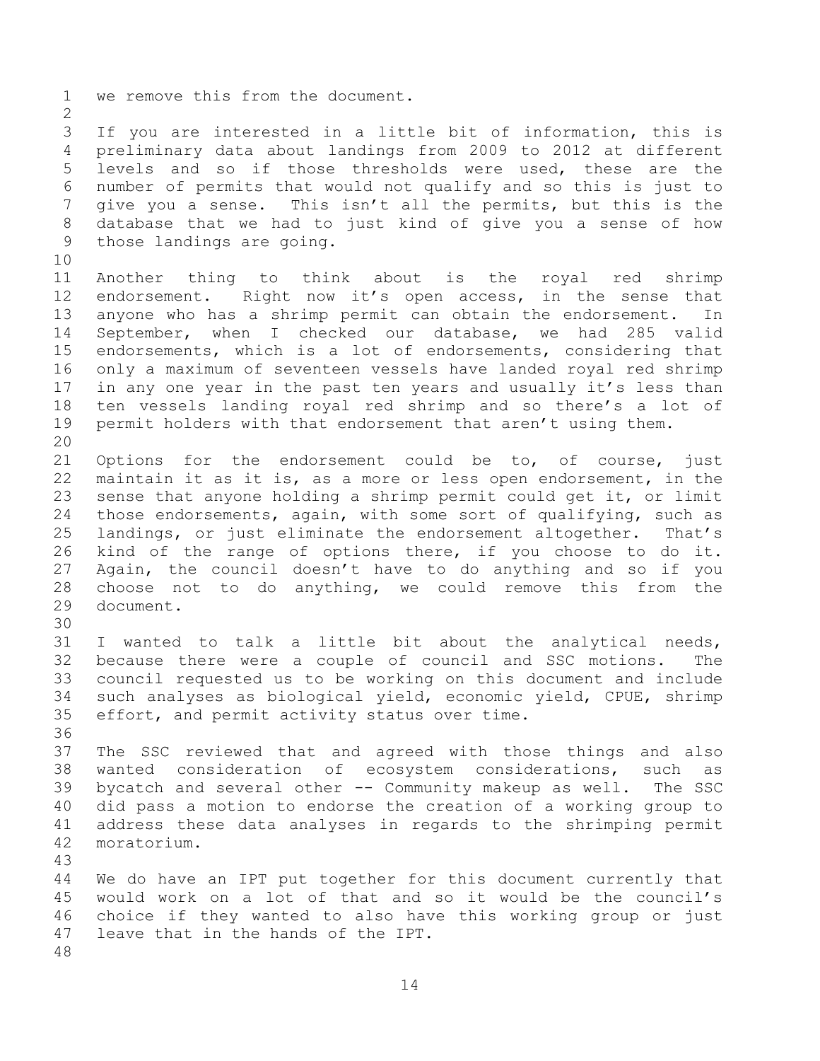we remove this from the document.

If you are interested in a little bit of information, this is preliminary data about landings from 2009 to 2012 at different levels and so if those thresholds were used, these are the number of permits that would not qualify and so this is just to give you a sense. This isn't all the permits, but this is the database that we had to just kind of give you a sense of how those landings are going.

Another thing to think about is the royal red shrimp endorsement. Right now it's open access, in the sense that anyone who has a shrimp permit can obtain the endorsement. In September, when I checked our database, we had 285 valid endorsements, which is a lot of endorsements, considering that only a maximum of seventeen vessels have landed royal red shrimp in any one year in the past ten years and usually it's less than ten vessels landing royal red shrimp and so there's a lot of permit holders with that endorsement that aren't using them.

Options for the endorsement could be to, of course, just maintain it as it is, as a more or less open endorsement, in the sense that anyone holding a shrimp permit could get it, or limit those endorsements, again, with some sort of qualifying, such as landings, or just eliminate the endorsement altogether. That's kind of the range of options there, if you choose to do it. Again, the council doesn't have to do anything and so if you choose not to do anything, we could remove this from the document.

I wanted to talk a little bit about the analytical needs, because there were a couple of council and SSC motions. The council requested us to be working on this document and include such analyses as biological yield, economic yield, CPUE, shrimp effort, and permit activity status over time.

The SSC reviewed that and agreed with those things and also wanted consideration of ecosystem considerations, such as bycatch and several other -- Community makeup as well. The SSC did pass a motion to endorse the creation of a working group to address these data analyses in regards to the shrimping permit moratorium.

We do have an IPT put together for this document currently that would work on a lot of that and so it would be the council's choice if they wanted to also have this working group or just leave that in the hands of the IPT.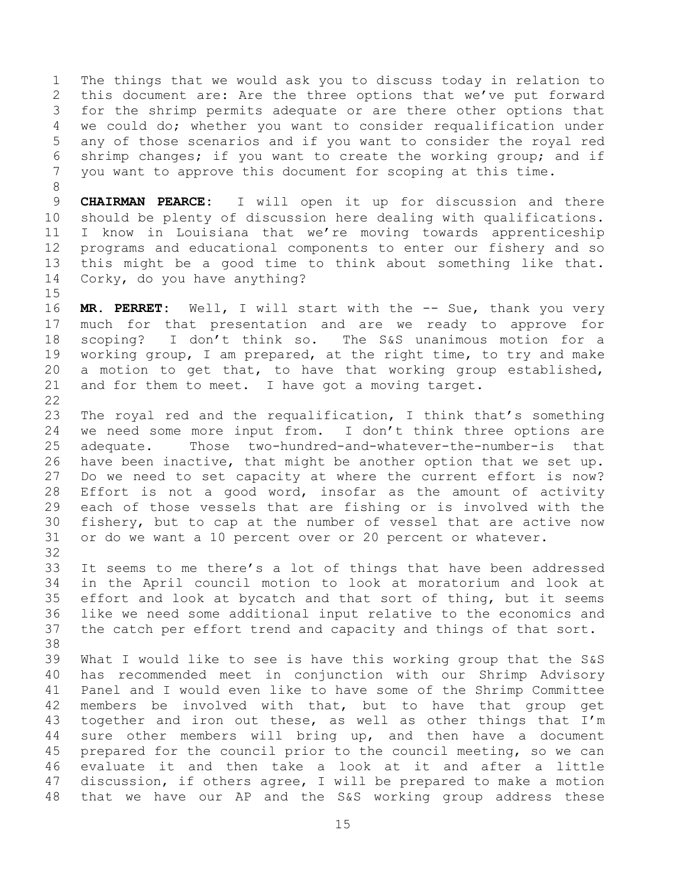The things that we would ask you to discuss today in relation to this document are: Are the three options that we've put forward for the shrimp permits adequate or are there other options that we could do; whether you want to consider requalification under any of those scenarios and if you want to consider the royal red shrimp changes; if you want to create the working group; and if you want to approve this document for scoping at this time.

**CHAIRMAN PEARCE:** I will open it up for discussion and there should be plenty of discussion here dealing with qualifications. I know in Louisiana that we're moving towards apprenticeship programs and educational components to enter our fishery and so this might be a good time to think about something like that. Corky, do you have anything?

**MR. PERRET:** Well, I will start with the -- Sue, thank you very much for that presentation and are we ready to approve for scoping? I don't think so. The S&S unanimous motion for a working group, I am prepared, at the right time, to try and make a motion to get that, to have that working group established, and for them to meet. I have got a moving target.

The royal red and the requalification, I think that's something we need some more input from. I don't think three options are adequate. Those two-hundred-and-whatever-the-number-is that have been inactive, that might be another option that we set up. Do we need to set capacity at where the current effort is now? Effort is not a good word, insofar as the amount of activity each of those vessels that are fishing or is involved with the fishery, but to cap at the number of vessel that are active now or do we want a 10 percent over or 20 percent or whatever.

It seems to me there's a lot of things that have been addressed in the April council motion to look at moratorium and look at effort and look at bycatch and that sort of thing, but it seems like we need some additional input relative to the economics and the catch per effort trend and capacity and things of that sort.

What I would like to see is have this working group that the S&S has recommended meet in conjunction with our Shrimp Advisory Panel and I would even like to have some of the Shrimp Committee members be involved with that, but to have that group get together and iron out these, as well as other things that I'm sure other members will bring up, and then have a document prepared for the council prior to the council meeting, so we can evaluate it and then take a look at it and after a little discussion, if others agree, I will be prepared to make a motion that we have our AP and the S&S working group address these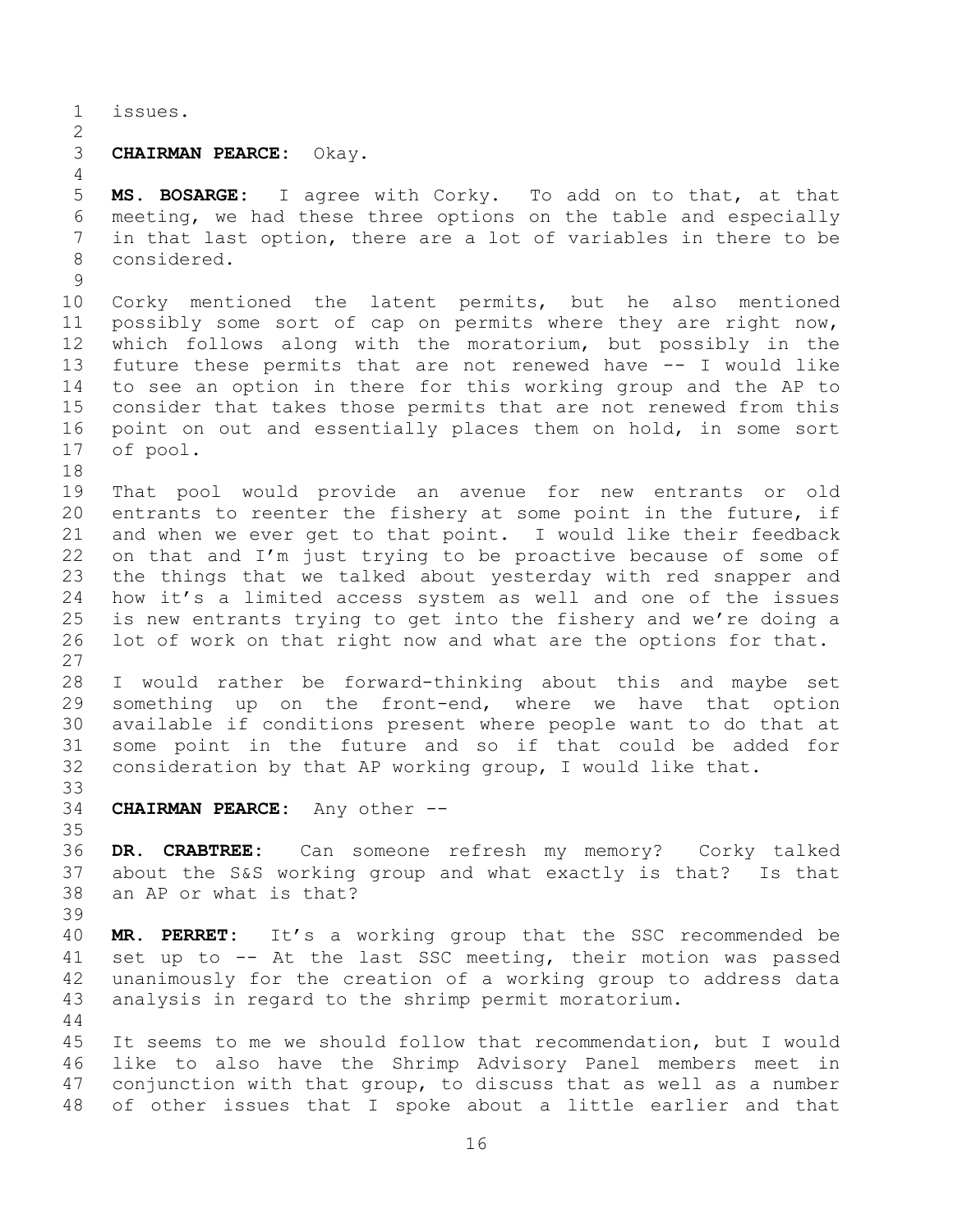issues.

**CHAIRMAN PEARCE:** Okay.

**MS. BOSARGE:** I agree with Corky. To add on to that, at that meeting, we had these three options on the table and especially in that last option, there are a lot of variables in there to be considered.

Corky mentioned the latent permits, but he also mentioned possibly some sort of cap on permits where they are right now, which follows along with the moratorium, but possibly in the future these permits that are not renewed have -- I would like to see an option in there for this working group and the AP to consider that takes those permits that are not renewed from this point on out and essentially places them on hold, in some sort of pool.

That pool would provide an avenue for new entrants or old entrants to reenter the fishery at some point in the future, if and when we ever get to that point. I would like their feedback on that and I'm just trying to be proactive because of some of the things that we talked about yesterday with red snapper and how it's a limited access system as well and one of the issues is new entrants trying to get into the fishery and we're doing a lot of work on that right now and what are the options for that.

I would rather be forward-thinking about this and maybe set something up on the front-end, where we have that option available if conditions present where people want to do that at some point in the future and so if that could be added for consideration by that AP working group, I would like that.

**CHAIRMAN PEARCE:** Any other --

**DR. CRABTREE:** Can someone refresh my memory? Corky talked about the S&S working group and what exactly is that? Is that an AP or what is that?

**MR. PERRET:** It's a working group that the SSC recommended be set up to -- At the last SSC meeting, their motion was passed unanimously for the creation of a working group to address data analysis in regard to the shrimp permit moratorium.

It seems to me we should follow that recommendation, but I would like to also have the Shrimp Advisory Panel members meet in conjunction with that group, to discuss that as well as a number of other issues that I spoke about a little earlier and that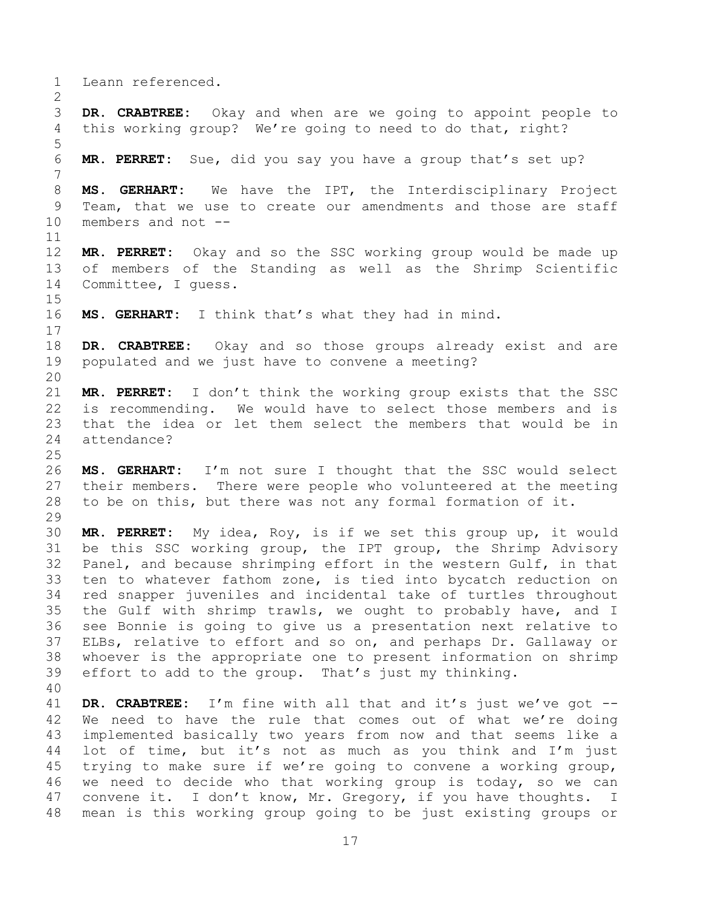Leann referenced.

**DR. CRABTREE:** Okay and when are we going to appoint people to this working group? We're going to need to do that, right?

**MR. PERRET:** Sue, did you say you have a group that's set up?

**MS. GERHART:** We have the IPT, the Interdisciplinary Project Team, that we use to create our amendments and those are staff members and not --

**MR. PERRET:** Okay and so the SSC working group would be made up of members of the Standing as well as the Shrimp Scientific Committee, I guess.

**MS. GERHART:** I think that's what they had in mind.

**DR. CRABTREE:** Okay and so those groups already exist and are populated and we just have to convene a meeting?

**MR. PERRET:** I don't think the working group exists that the SSC is recommending. We would have to select those members and is that the idea or let them select the members that would be in attendance?

**MS. GERHART:** I'm not sure I thought that the SSC would select their members. There were people who volunteered at the meeting to be on this, but there was not any formal formation of it.

**MR. PERRET:** My idea, Roy, is if we set this group up, it would be this SSC working group, the IPT group, the Shrimp Advisory Panel, and because shrimping effort in the western Gulf, in that ten to whatever fathom zone, is tied into bycatch reduction on red snapper juveniles and incidental take of turtles throughout the Gulf with shrimp trawls, we ought to probably have, and I see Bonnie is going to give us a presentation next relative to ELBs, relative to effort and so on, and perhaps Dr. Gallaway or whoever is the appropriate one to present information on shrimp effort to add to the group. That's just my thinking.

**DR. CRABTREE:** I'm fine with all that and it's just we've got -- We need to have the rule that comes out of what we're doing implemented basically two years from now and that seems like a lot of time, but it's not as much as you think and I'm just trying to make sure if we're going to convene a working group, we need to decide who that working group is today, so we can convene it. I don't know, Mr. Gregory, if you have thoughts. I mean is this working group going to be just existing groups or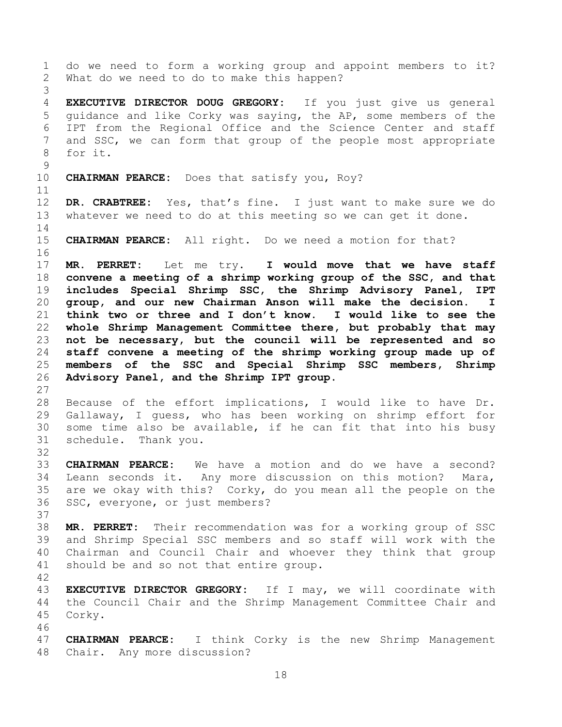do we need to form a working group and appoint members to it? What do we need to do to make this happen?

**EXECUTIVE DIRECTOR DOUG GREGORY:** If you just give us general guidance and like Corky was saying, the AP, some members of the IPT from the Regional Office and the Science Center and staff and SSC, we can form that group of the people most appropriate for it.

**CHAIRMAN PEARCE:** Does that satisfy you, Roy?

**DR. CRABTREE:** Yes, that's fine. I just want to make sure we do whatever we need to do at this meeting so we can get it done.

**CHAIRMAN PEARCE:** All right. Do we need a motion for that?

**MR. PERRET:** Let me try. **I would move that we have staff convene a meeting of a shrimp working group of the SSC, and that includes Special Shrimp SSC, the Shrimp Advisory Panel, IPT group, and our new Chairman Anson will make the decision. I think two or three and I don't know. I would like to see the whole Shrimp Management Committee there, but probably that may not be necessary, but the council will be represented and so staff convene a meeting of the shrimp working group made up of members of the SSC and Special Shrimp SSC members, Shrimp Advisory Panel, and the Shrimp IPT group.**

Because of the effort implications, I would like to have Dr. Gallaway, I guess, who has been working on shrimp effort for some time also be available, if he can fit that into his busy schedule. Thank you.

**CHAIRMAN PEARCE:** We have a motion and do we have a second? Leann seconds it. Any more discussion on this motion? Mara, are we okay with this? Corky, do you mean all the people on the SSC, everyone, or just members?

**MR. PERRET:** Their recommendation was for a working group of SSC and Shrimp Special SSC members and so staff will work with the Chairman and Council Chair and whoever they think that group should be and so not that entire group.

**EXECUTIVE DIRECTOR GREGORY:** If I may, we will coordinate with the Council Chair and the Shrimp Management Committee Chair and Corky.

**CHAIRMAN PEARCE:** I think Corky is the new Shrimp Management Chair. Any more discussion?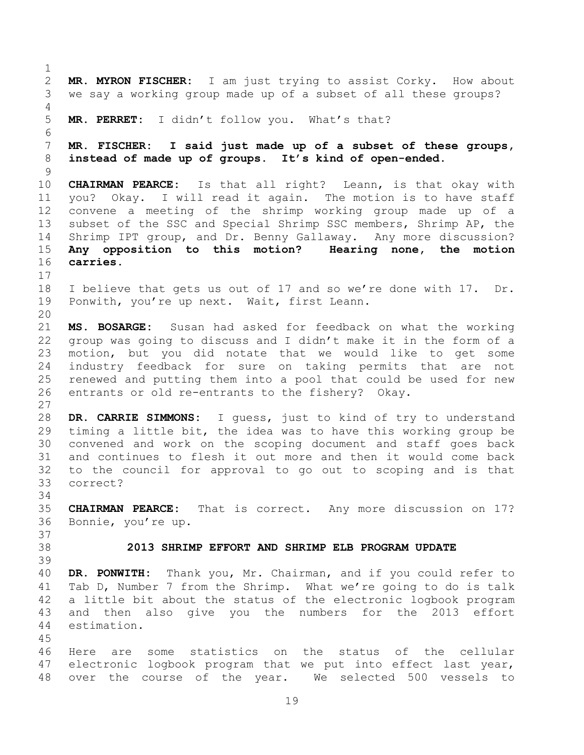**MR. MYRON FISCHER:** I am just trying to assist Corky. How about we say a working group made up of a subset of all these groups?

**MR. PERRET:** I didn't follow you. What's that?

**MR. FISCHER: I said just made up of a subset of these groups, instead of made up of groups. It's kind of open-ended.**

**CHAIRMAN PEARCE:** Is that all right? Leann, is that okay with you? Okay. I will read it again. The motion is to have staff convene a meeting of the shrimp working group made up of a subset of the SSC and Special Shrimp SSC members, Shrimp AP, the Shrimp IPT group, and Dr. Benny Gallaway. Any more discussion? **Any opposition to this motion? Hearing none, the motion carries.**

I believe that gets us out of 17 and so we're done with 17. Dr. Ponwith, you're up next. Wait, first Leann.

**MS. BOSARGE:** Susan had asked for feedback on what the working group was going to discuss and I didn't make it in the form of a motion, but you did notate that we would like to get some industry feedback for sure on taking permits that are not renewed and putting them into a pool that could be used for new entrants or old re-entrants to the fishery? Okay.

**DR. CARRIE SIMMONS:** I guess, just to kind of try to understand timing a little bit, the idea was to have this working group be convened and work on the scoping document and staff goes back and continues to flesh it out more and then it would come back to the council for approval to go out to scoping and is that correct?

**CHAIRMAN PEARCE:** That is correct. Any more discussion on 17? Bonnie, you're up.

## 2013 SHRIMP EFFORT AND SHRIMP ELB PROGRAM UPDATE

**DR. PONWITH:** Thank you, Mr. Chairman, and if you could refer to Tab D, Number 7 from the Shrimp. What we're going to do is talk a little bit about the status of the electronic logbook program and then also give you the numbers for the 2013 effort estimation.

Here are some statistics on the status of the cellular electronic logbook program that we put into effect last year, over the course of the year. We selected 500 vessels to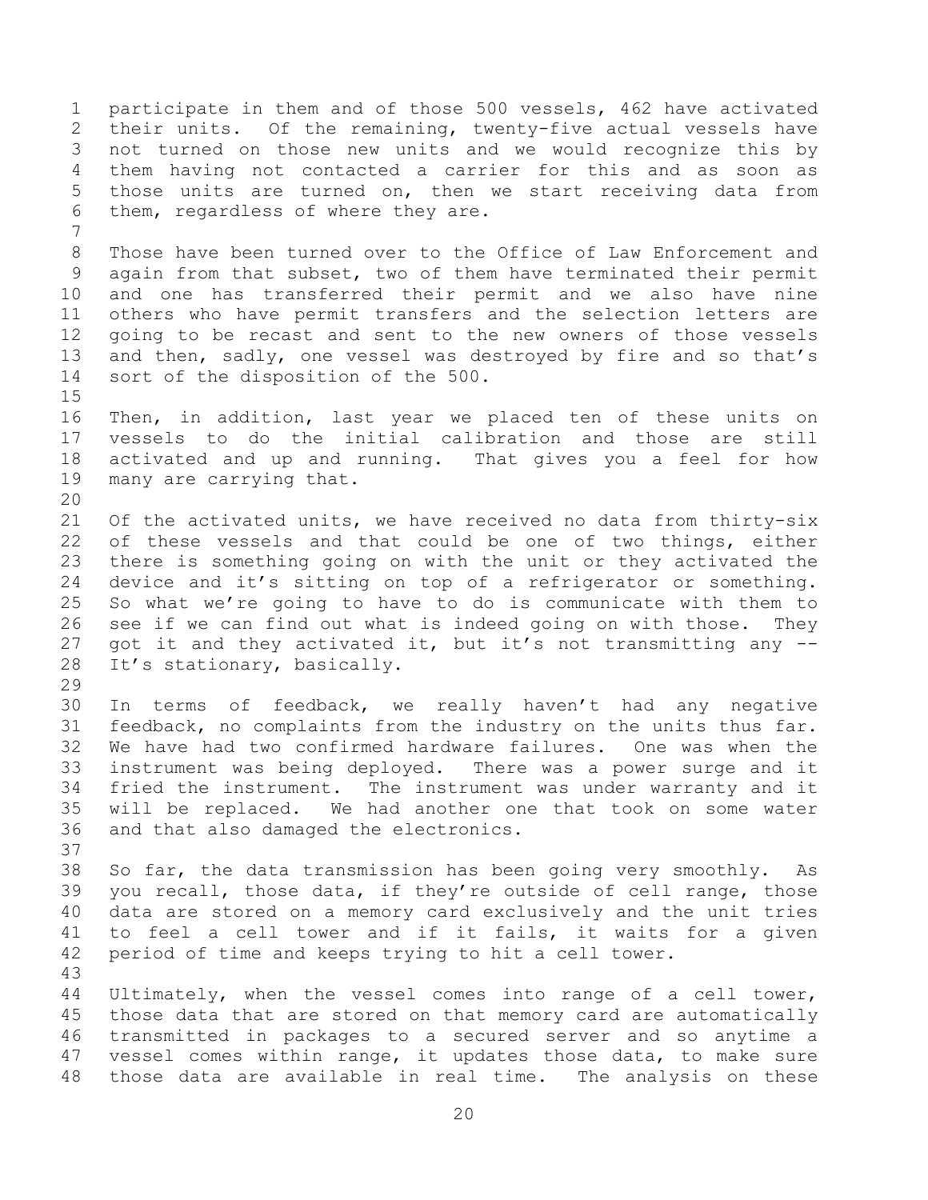participate in them and of those 500 vessels, 462 have activated their units. Of the remaining, twenty-five actual vessels have not turned on those new units and we would recognize this by them having not contacted a carrier for this and as soon as those units are turned on, then we start receiving data from them, regardless of where they are.

Those have been turned over to the Office of Law Enforcement and again from that subset, two of them have terminated their permit and one has transferred their permit and we also have nine others who have permit transfers and the selection letters are going to be recast and sent to the new owners of those vessels and then, sadly, one vessel was destroyed by fire and so that's sort of the disposition of the 500.

Then, in addition, last year we placed ten of these units on vessels to do the initial calibration and those are still activated and up and running. That gives you a feel for how many are carrying that.

Of the activated units, we have received no data from thirty-six of these vessels and that could be one of two things, either there is something going on with the unit or they activated the device and it's sitting on top of a refrigerator or something. So what we're going to have to do is communicate with them to see if we can find out what is indeed going on with those. They got it and they activated it, but it's not transmitting any -- It's stationary, basically.

In terms of feedback, we really haven't had any negative feedback, no complaints from the industry on the units thus far. We have had two confirmed hardware failures. One was when the instrument was being deployed. There was a power surge and it fried the instrument. The instrument was under warranty and it will be replaced. We had another one that took on some water and that also damaged the electronics.

So far, the data transmission has been going very smoothly. As you recall, those data, if they're outside of cell range, those data are stored on a memory card exclusively and the unit tries to feel a cell tower and if it fails, it waits for a given period of time and keeps trying to hit a cell tower.

Ultimately, when the vessel comes into range of a cell tower, those data that are stored on that memory card are automatically transmitted in packages to a secured server and so anytime a vessel comes within range, it updates those data, to make sure those data are available in real time. The analysis on these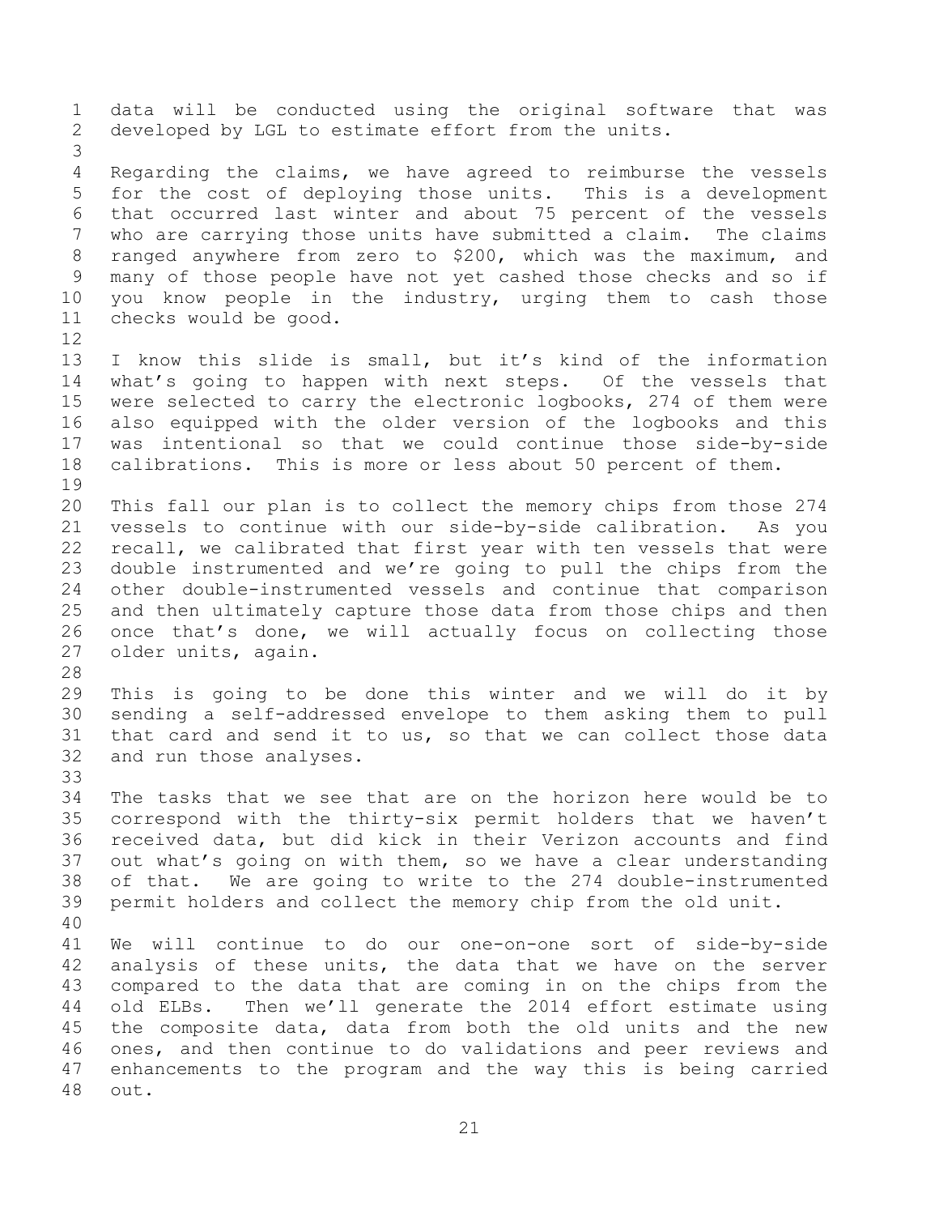data will be conducted using the original software that was developed by LGL to estimate effort from the units.

Regarding the claims, we have agreed to reimburse the vessels for the cost of deploying those units. This is a development that occurred last winter and about 75 percent of the vessels who are carrying those units have submitted a claim. The claims ranged anywhere from zero to $200, which was the maximum, and many of those people have not yet cashed those checks and so if you know people in the industry, urging them to cash those checks would be good.

I know this slide is small, but it's kind of the information what's going to happen with next steps. Of the vessels that were selected to carry the electronic logbooks, 274 of them were also equipped with the older version of the logbooks and this was intentional so that we could continue those side-by-side calibrations. This is more or less about 50 percent of them.

This fall our plan is to collect the memory chips from those 274 vessels to continue with our side-by-side calibration. As you recall, we calibrated that first year with ten vessels that were double instrumented and we're going to pull the chips from the other double-instrumented vessels and continue that comparison and then ultimately capture those data from those chips and then once that's done, we will actually focus on collecting those older units, again.

This is going to be done this winter and we will do it by sending a self-addressed envelope to them asking them to pull that card and send it to us, so that we can collect those data and run those analyses.

The tasks that we see that are on the horizon here would be to correspond with the thirty-six permit holders that we haven't received data, but did kick in their Verizon accounts and find out what's going on with them, so we have a clear understanding of that. We are going to write to the 274 double-instrumented permit holders and collect the memory chip from the old unit.

We will continue to do our one-on-one sort of side-by-side analysis of these units, the data that we have on the server compared to the data that are coming in on the chips from the old ELBs. Then we'll generate the 2014 effort estimate using the composite data, data from both the old units and the new ones, and then continue to do validations and peer reviews and enhancements to the program and the way this is being carried out.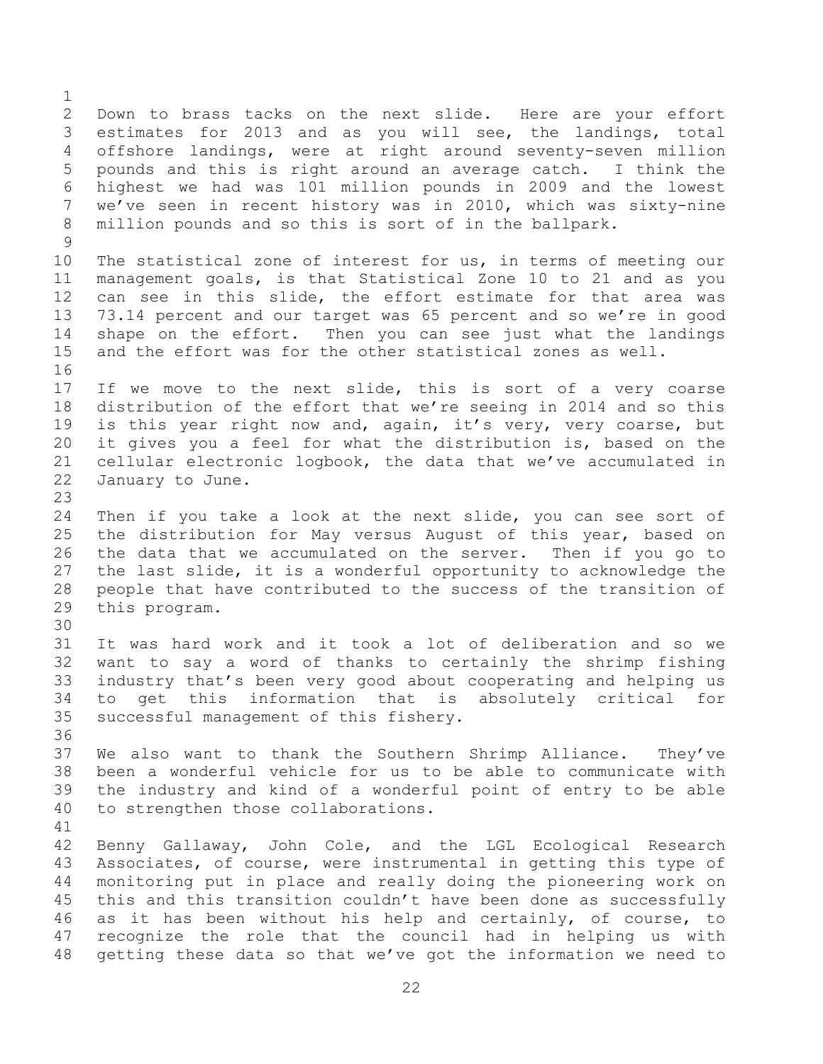Down to brass tacks on the next slide. Here are your effort estimates for 2013 and as you will see, the landings, total offshore landings, were at right around seventy-seven million pounds and this is right around an average catch. I think the highest we had was 101 million pounds in 2009 and the lowest we've seen in recent history was in 2010, which was sixty-nine million pounds and so this is sort of in the ballpark.

The statistical zone of interest for us, in terms of meeting our management goals, is that Statistical Zone 10 to 21 and as you can see in this slide, the effort estimate for that area was 73.14 percent and our target was 65 percent and so we're in good shape on the effort. Then you can see just what the landings and the effort was for the other statistical zones as well.

If we move to the next slide, this is sort of a very coarse distribution of the effort that we're seeing in 2014 and so this is this year right now and, again, it's very, very coarse, but it gives you a feel for what the distribution is, based on the cellular electronic logbook, the data that we've accumulated in January to June.

Then if you take a look at the next slide, you can see sort of the distribution for May versus August of this year, based on the data that we accumulated on the server. Then if you go to the last slide, it is a wonderful opportunity to acknowledge the people that have contributed to the success of the transition of this program.

It was hard work and it took a lot of deliberation and so we want to say a word of thanks to certainly the shrimp fishing industry that's been very good about cooperating and helping us to get this information that is absolutely critical for successful management of this fishery.

We also want to thank the Southern Shrimp Alliance. They've been a wonderful vehicle for us to be able to communicate with the industry and kind of a wonderful point of entry to be able to strengthen those collaborations.

Benny Gallaway, John Cole, and the LGL Ecological Research Associates, of course, were instrumental in getting this type of monitoring put in place and really doing the pioneering work on this and this transition couldn't have been done as successfully as it has been without his help and certainly, of course, to recognize the role that the council had in helping us with getting these data so that we've got the information we need to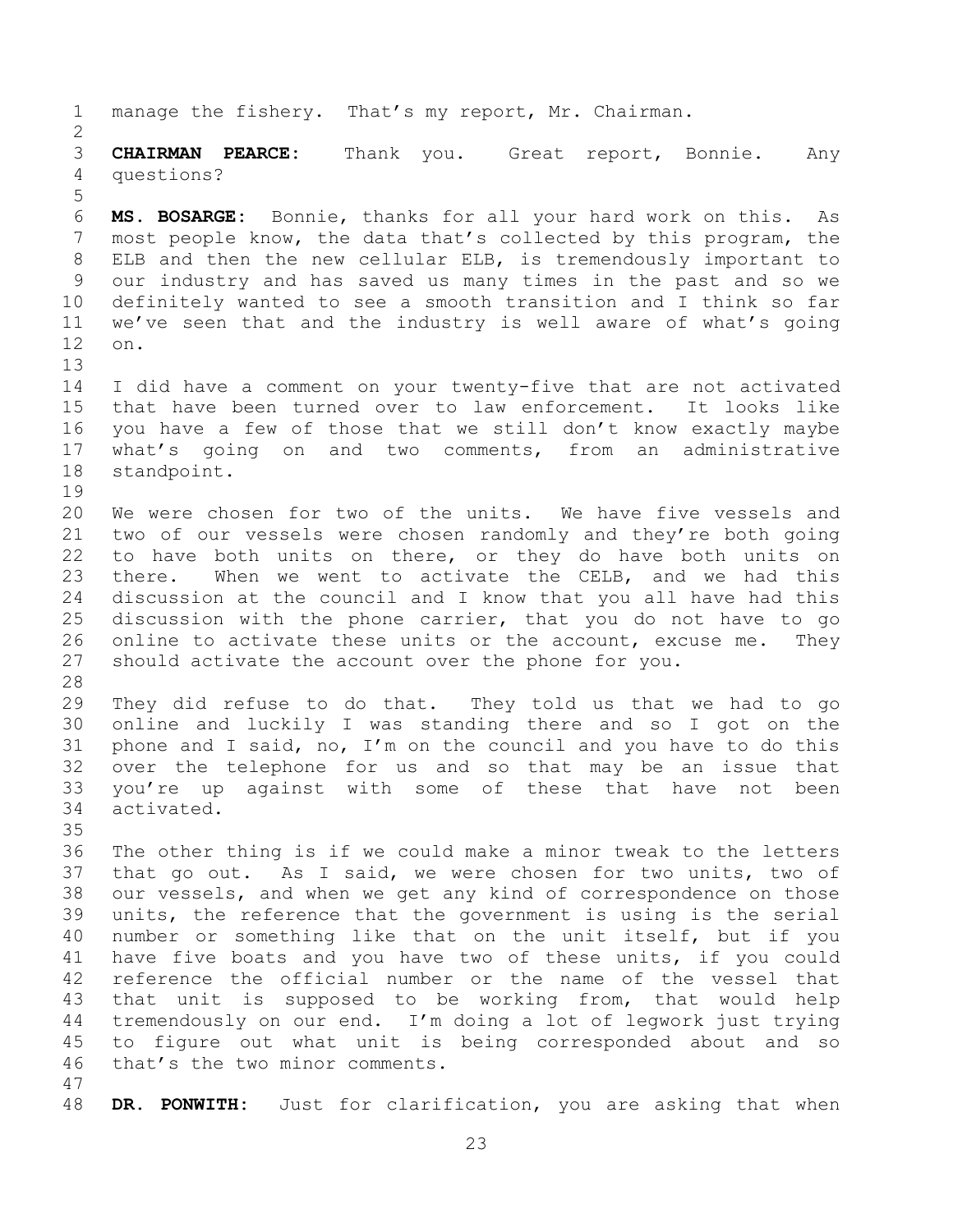manage the fishery. That's my report, Mr. Chairman.

**CHAIRMAN PEARCE:** Thank you. Great report, Bonnie. Any questions?

**MS. BOSARGE:** Bonnie, thanks for all your hard work on this. As most people know, the data that's collected by this program, the ELB and then the new cellular ELB, is tremendously important to our industry and has saved us many times in the past and so we definitely wanted to see a smooth transition and I think so far we've seen that and the industry is well aware of what's going on.

I did have a comment on your twenty-five that are not activated that have been turned over to law enforcement. It looks like you have a few of those that we still don't know exactly maybe what's going on and two comments, from an administrative standpoint.

We were chosen for two of the units. We have five vessels and two of our vessels were chosen randomly and they're both going to have both units on there, or they do have both units on there. When we went to activate the CELB, and we had this discussion at the council and I know that you all have had this discussion with the phone carrier, that you do not have to go online to activate these units or the account, excuse me. They should activate the account over the phone for you.

They did refuse to do that. They told us that we had to go online and luckily I was standing there and so I got on the phone and I said, no, I'm on the council and you have to do this over the telephone for us and so that may be an issue that you're up against with some of these that have not been activated.

The other thing is if we could make a minor tweak to the letters that go out. As I said, we were chosen for two units, two of our vessels, and when we get any kind of correspondence on those units, the reference that the government is using is the serial number or something like that on the unit itself, but if you have five boats and you have two of these units, if you could reference the official number or the name of the vessel that that unit is supposed to be working from, that would help tremendously on our end. I'm doing a lot of legwork just trying to figure out what unit is being corresponded about and so that's the two minor comments.

**DR. PONWITH:** Just for clarification, you are asking that when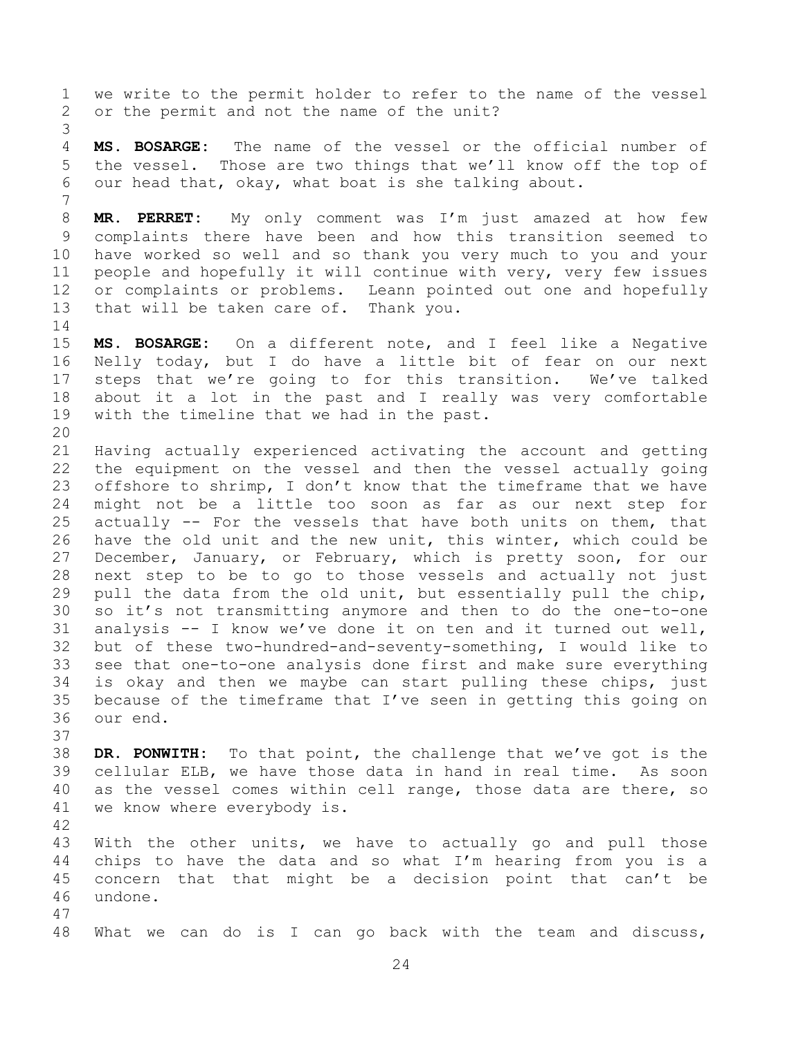we write to the permit holder to refer to the name of the vessel or the permit and not the name of the unit?

**MS. BOSARGE:** The name of the vessel or the official number of the vessel. Those are two things that we'll know off the top of our head that, okay, what boat is she talking about.

**MR. PERRET:** My only comment was I'm just amazed at how few complaints there have been and how this transition seemed to have worked so well and so thank you very much to you and your people and hopefully it will continue with very, very few issues or complaints or problems. Leann pointed out one and hopefully that will be taken care of. Thank you.

**MS. BOSARGE:** On a different note, and I feel like a Negative Nelly today, but I do have a little bit of fear on our next steps that we're going to for this transition. We've talked about it a lot in the past and I really was very comfortable with the timeline that we had in the past.

Having actually experienced activating the account and getting the equipment on the vessel and then the vessel actually going offshore to shrimp, I don't know that the timeframe that we have might not be a little too soon as far as our next step for actually -- For the vessels that have both units on them, that have the old unit and the new unit, this winter, which could be December, January, or February, which is pretty soon, for our next step to be to go to those vessels and actually not just pull the data from the old unit, but essentially pull the chip, so it's not transmitting anymore and then to do the one-to-one analysis -- I know we've done it on ten and it turned out well, but of these two-hundred-and-seventy-something, I would like to see that one-to-one analysis done first and make sure everything is okay and then we maybe can start pulling these chips, just because of the timeframe that I've seen in getting this going on our end.

**DR. PONWITH:** To that point, the challenge that we've got is the cellular ELB, we have those data in hand in real time. As soon as the vessel comes within cell range, those data are there, so we know where everybody is.

With the other units, we have to actually go and pull those chips to have the data and so what I'm hearing from you is a concern that that might be a decision point that can't be undone.

What we can do is I can go back with the team and discuss,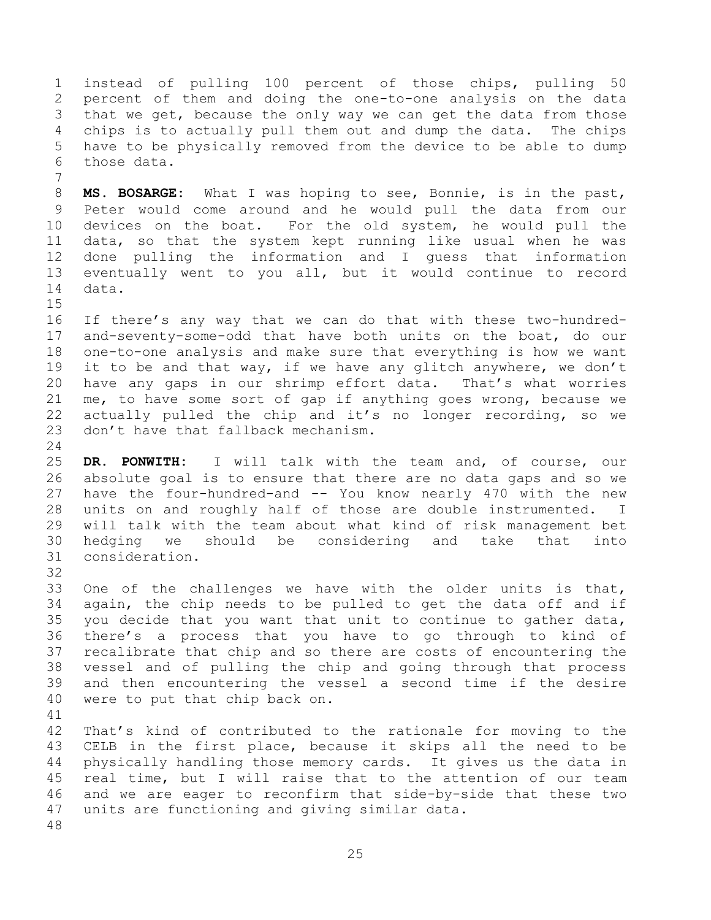instead of pulling 100 percent of those chips, pulling 50 percent of them and doing the one-to-one analysis on the data that we get, because the only way we can get the data from those chips is to actually pull them out and dump the data. The chips have to be physically removed from the device to be able to dump those data.

**MS. BOSARGE:** What I was hoping to see, Bonnie, is in the past, Peter would come around and he would pull the data from our devices on the boat. For the old system, he would pull the data, so that the system kept running like usual when he was done pulling the information and I guess that information eventually went to you all, but it would continue to record data.

If there's any way that we can do that with these two-hundred-and-seventy-some-odd that have both units on the boat, do our one-to-one analysis and make sure that everything is how we want it to be and that way, if we have any glitch anywhere, we don't have any gaps in our shrimp effort data. That's what worries me, to have some sort of gap if anything goes wrong, because we actually pulled the chip and it's no longer recording, so we don't have that fallback mechanism.

**DR. PONWITH:** I will talk with the team and, of course, our absolute goal is to ensure that there are no data gaps and so we have the four-hundred-and -- You know nearly 470 with the new units on and roughly half of those are double instrumented. I will talk with the team about what kind of risk management bet hedging we should be considering and take that into consideration.

One of the challenges we have with the older units is that, again, the chip needs to be pulled to get the data off and if you decide that you want that unit to continue to gather data, there's a process that you have to go through to kind of recalibrate that chip and so there are costs of encountering the vessel and of pulling the chip and going through that process and then encountering the vessel a second time if the desire were to put that chip back on.

That's kind of contributed to the rationale for moving to the CELB in the first place, because it skips all the need to be physically handling those memory cards. It gives us the data in real time, but I will raise that to the attention of our team and we are eager to reconfirm that side-by-side that these two units are functioning and giving similar data.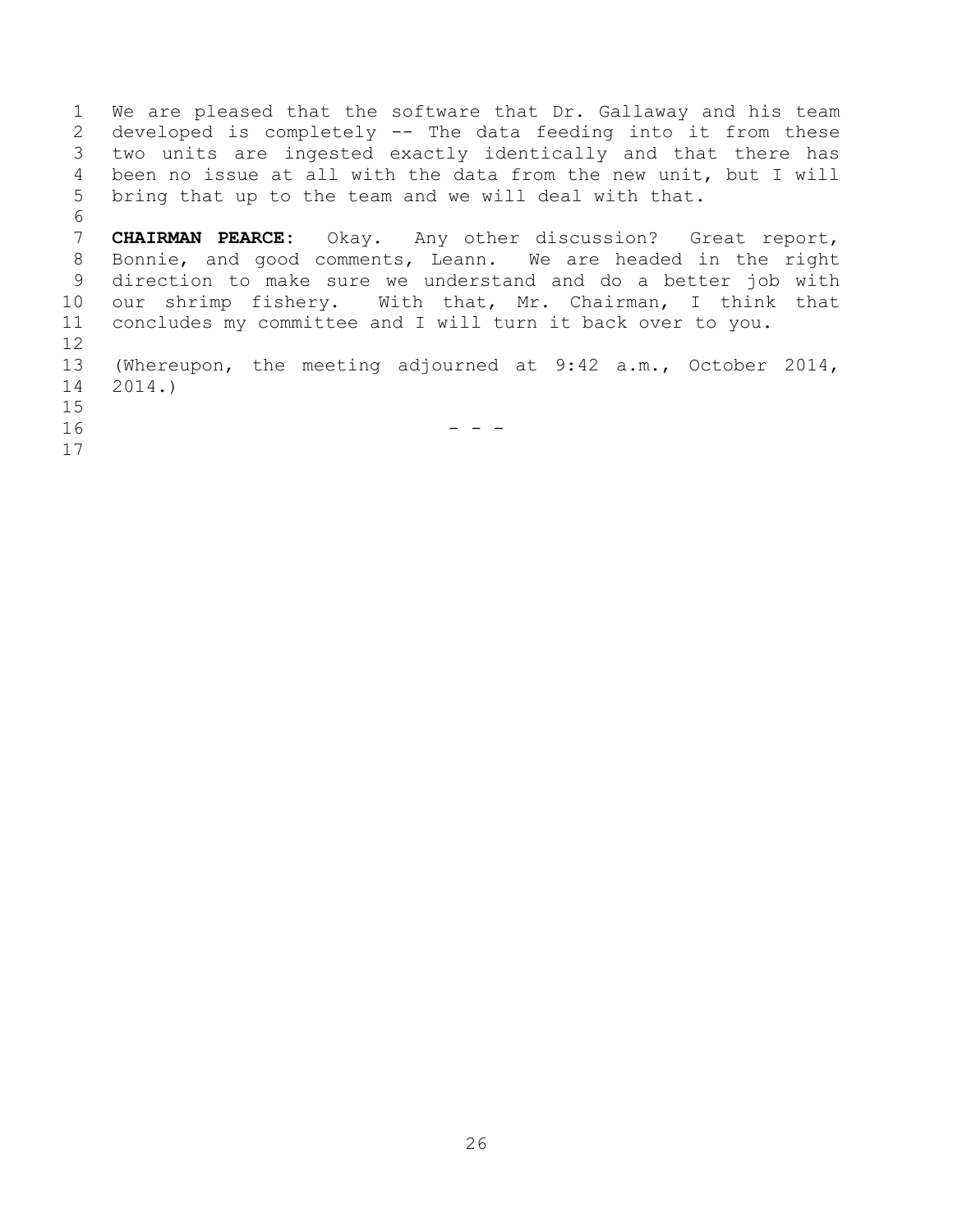We are pleased that the software that Dr. Gallaway and his team developed is completely -- The data feeding into it from these two units are ingested exactly identically and that there has been no issue at all with the data from the new unit, but I will bring that up to the team and we will deal with that.

**CHAIRMAN PEARCE:** Okay. Any other discussion? Great report, Bonnie, and good comments, Leann. We are headed in the right direction to make sure we understand and do a better job with our shrimp fishery. With that, Mr. Chairman, I think that concludes my committee and I will turn it back over to you.

(Whereupon, the meeting adjourned at 9:42 a.m., October 2014, 2014.)

- - -